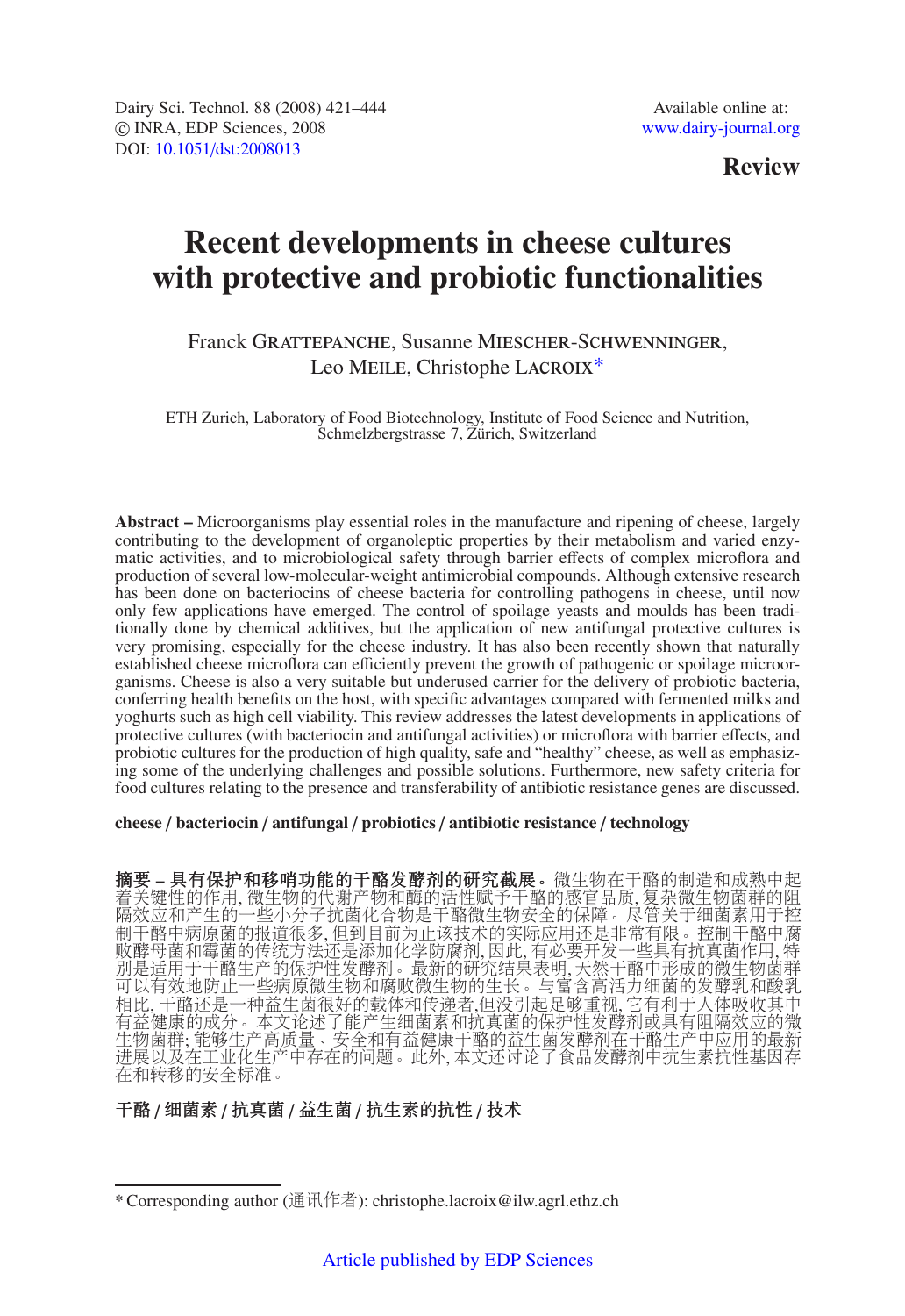Dairy Sci. Technol. 88 (2008) 421–444
© INRA, EDP Sciences, 2008
DOI: 10.1051/dst:2008013

Available online at:
www.dairy-journal.org

**Review**

# Recent developments in cheese cultures with protective and probiotic functionalities

Franck Grattepanche, Susanne Miescher-Schwenninger, Leo Meile, Christophe Lacroix*

ETH Zurich, Laboratory of Food Biotechnology, Institute of Food Science and Nutrition, Schmelzbergstrasse 7, Zürich, Switzerland

**Abstract –** Microorganisms play essential roles in the manufacture and ripening of cheese, largely contributing to the development of organoleptic properties by their metabolism and varied enzymatic activities, and to microbiological safety through barrier effects of complex microflora and production of several low-molecular-weight antimicrobial compounds. Although extensive research has been done on bacteriocins of cheese bacteria for controlling pathogens in cheese, until now only few applications have emerged. The control of spoilage yeasts and moulds has been traditionally done by chemical additives, but the application of new antifungal protective cultures is very promising, especially for the cheese industry. It has also been recently shown that naturally established cheese microflora can efficiently prevent the growth of pathogenic or spoilage microorganisms. Cheese is also a very suitable but underused carrier for the delivery of probiotic bacteria, conferring health benefits on the host, with specific advantages compared with fermented milks and yoghurts such as high cell viability. This review addresses the latest developments in applications of protective cultures (with bacteriocin and antifungal activities) or microflora with barrier effects, and probiotic cultures for the production of high quality, safe and "healthy" cheese, as well as emphasizing some of the underlying challenges and possible solutions. Furthermore, new safety criteria for food cultures relating to the presence and transferability of antibiotic resistance genes are discussed.

**cheese / bacteriocin / antifungal / probiotics / antibiotic resistance / technology**

**摘要 – 具有保护和移哨功能的干酪发酵剂的研究截展。**微生物在干酪的制造和成熟中起着关键性的作用, 微生物的代谢产物和酶的活性赋予干酪的感官品质, 复杂微生物菌群的阻隔效应和产生的一些小分子抗菌化合物是干酪微生物安全的保障。尽管关于细菌素用于控制干酪中病原菌的报道很多, 但到目前为止该技术的实际应用还是非常有限。控制干酪中腐败酵母菌和霉菌的传统方法还是添加化学防腐剂, 因此, 有必要开发一些具有抗真菌作用, 特别是适用于干酪生产的保护性发酵剂。最新的研究结果表明, 天然干酪中形成的微生物菌群可以有效地防止一些病原微生物和腐败微生物的生长。与富含高活力细菌的发酵乳和酸乳相比, 干酪还是一种益生菌很好的载体和传递者,但没引起足够重视, 它有利于人体吸收其中有益健康的成分。本文论述了能产生细菌素和抗真菌的保护性发酵剂或具有阻隔效应的微生物菌群; 能够生产高质量、安全和有益健康干酪的益生菌发酵剂在干酪生产中应用的最新进展以及在工业化生产中存在的问题。此外, 本文还讨论了食品发酵剂中抗生素抗性基因存在和转移的安全标准。

**干酪 / 细菌素 / 抗真菌 / 益生菌 / 抗生素的抗性 / 技术**

* Corresponding author (通讯作者): christophe.lacroix@ilw.agrl.ethz.ch

Article published by EDP Sciences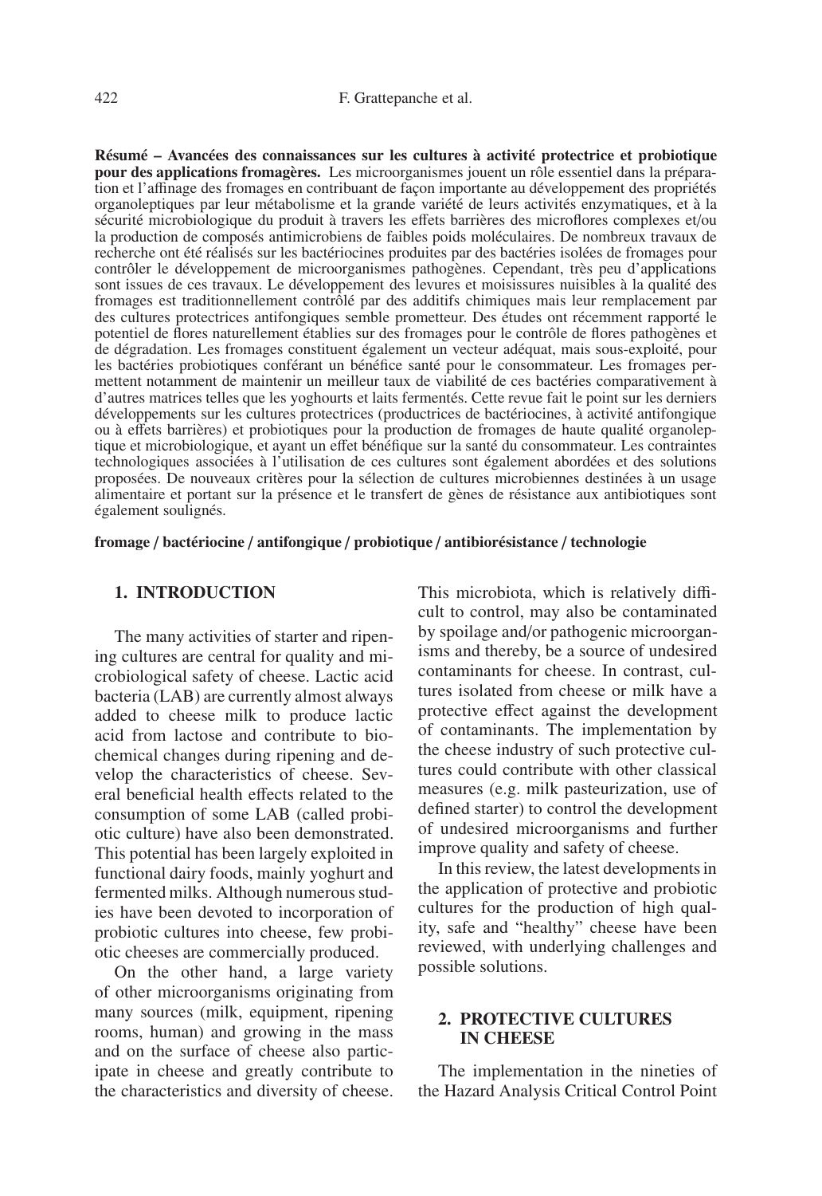**Résumé – Avancées des connaissances sur les cultures à activité protectrice et probiotique pour des applications fromagères.** Les microorganismes jouent un rôle essentiel dans la préparation et l'affinage des fromages en contribuant de façon importante au développement des propriétés organoleptiques par leur métabolisme et la grande variété de leurs activités enzymatiques, et à la sécurité microbiologique du produit à travers les effets barrières des microflores complexes et/ou la production de composés antimicrobiens de faibles poids moléculaires. De nombreux travaux de recherche ont été réalisés sur les bactériocines produites par des bactéries isolées de fromages pour contrôler le développement de microorganismes pathogènes. Cependant, très peu d'applications sont issues de ces travaux. Le développement des levures et moisissures nuisibles à la qualité des fromages est traditionnellement contrôlé par des additifs chimiques mais leur remplacement par des cultures protectrices antifongiques semble prometteur. Des études ont récemment rapporté le potentiel de flores naturellement établies sur des fromages pour le contrôle de flores pathogènes et de dégradation. Les fromages constituent également un vecteur adéquat, mais sous-exploité, pour les bactéries probiotiques conférant un bénéfice santé pour le consommateur. Les fromages permettent notamment de maintenir un meilleur taux de viabilité de ces bactéries comparativement à d'autres matrices telles que les yoghourts et laits fermentés. Cette revue fait le point sur les derniers développements sur les cultures protectrices (productrices de bactériocines, à activité antifongique ou à effets barrières) et probiotiques pour la production de fromages de haute qualité organoleptique et microbiologique, et ayant un effet bénéfique sur la santé du consommateur. Les contraintes technologiques associées à l'utilisation de ces cultures sont également abordées et des solutions proposées. De nouveaux critères pour la sélection de cultures microbiennes destinées à un usage alimentaire et portant sur la présence et le transfert de gènes de résistance aux antibiotiques sont également soulignés.

**fromage / bactériocine / antifongique / probiotique / antibiorésistance / technologie**

## 1. INTRODUCTION

The many activities of starter and ripening cultures are central for quality and microbiological safety of cheese. Lactic acid bacteria (LAB) are currently almost always added to cheese milk to produce lactic acid from lactose and contribute to biochemical changes during ripening and develop the characteristics of cheese. Several beneficial health effects related to the consumption of some LAB (called probiotic culture) have also been demonstrated. This potential has been largely exploited in functional dairy foods, mainly yoghurt and fermented milks. Although numerous studies have been devoted to incorporation of probiotic cultures into cheese, few probiotic cheeses are commercially produced.

On the other hand, a large variety of other microorganisms originating from many sources (milk, equipment, ripening rooms, human) and growing in the mass and on the surface of cheese also participate in cheese and greatly contribute to the characteristics and diversity of cheese. This microbiota, which is relatively difficult to control, may also be contaminated by spoilage and/or pathogenic microorganisms and thereby, be a source of undesired contaminants for cheese. In contrast, cultures isolated from cheese or milk have a protective effect against the development of contaminants. The implementation by the cheese industry of such protective cultures could contribute with other classical measures (e.g. milk pasteurization, use of defined starter) to control the development of undesired microorganisms and further improve quality and safety of cheese.

In this review, the latest developments in the application of protective and probiotic cultures for the production of high quality, safe and "healthy" cheese have been reviewed, with underlying challenges and possible solutions.

## 2. PROTECTIVE CULTURES IN CHEESE

The implementation in the nineties of the Hazard Analysis Critical Control Point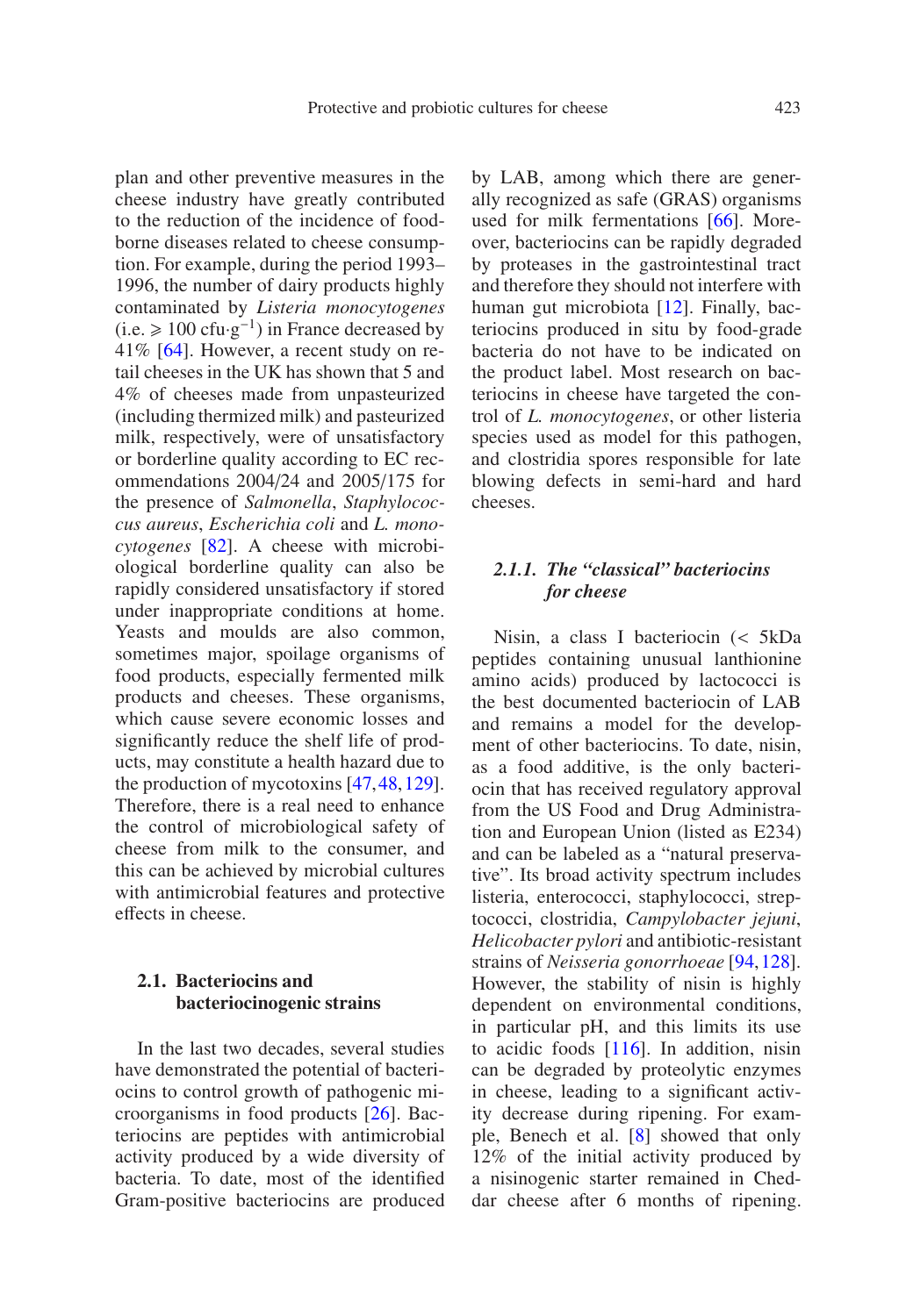plan and other preventive measures in the cheese industry have greatly contributed to the reduction of the incidence of foodborne diseases related to cheese consumption. For example, during the period 1993–1996, the number of dairy products highly contaminated by *Listeria monocytogenes* (i.e. $\geqslant 100$ cfu·g$^{-1}$) in France decreased by 41% [64]. However, a recent study on retail cheeses in the UK has shown that 5 and 4% of cheeses made from unpasteurized (including thermized milk) and pasteurized milk, respectively, were of unsatisfactory or borderline quality according to EC recommendations 2004/24 and 2005/175 for the presence of *Salmonella*, *Staphylococcus aureus*, *Escherichia coli* and *L. monocytogenes* [82]. A cheese with microbiological borderline quality can also be rapidly considered unsatisfactory if stored under inappropriate conditions at home. Yeasts and moulds are also common, sometimes major, spoilage organisms of food products, especially fermented milk products and cheeses. These organisms, which cause severe economic losses and significantly reduce the shelf life of products, may constitute a health hazard due to the production of mycotoxins [47, 48, 129]. Therefore, there is a real need to enhance the control of microbiological safety of cheese from milk to the consumer, and this can be achieved by microbial cultures with antimicrobial features and protective effects in cheese.

### 2.1. Bacteriocins and bacteriocinogenic strains

In the last two decades, several studies have demonstrated the potential of bacteriocins to control growth of pathogenic microorganisms in food products [26]. Bacteriocins are peptides with antimicrobial activity produced by a wide diversity of bacteria. To date, most of the identified Gram-positive bacteriocins are produced by LAB, among which there are generally recognized as safe (GRAS) organisms used for milk fermentations [66]. Moreover, bacteriocins can be rapidly degraded by proteases in the gastrointestinal tract and therefore they should not interfere with human gut microbiota [12]. Finally, bacteriocins produced in situ by food-grade bacteria do not have to be indicated on the product label. Most research on bacteriocins in cheese have targeted the control of *L. monocytogenes*, or other listeria species used as model for this pathogen, and clostridia spores responsible for late blowing defects in semi-hard and hard cheeses.

#### 2.1.1. The "classical" bacteriocins for cheese

Nisin, a class I bacteriocin (< 5kDa peptides containing unusual lanthionine amino acids) produced by lactococci is the best documented bacteriocin of LAB and remains a model for the development of other bacteriocins. To date, nisin, as a food additive, is the only bacteriocin that has received regulatory approval from the US Food and Drug Administration and European Union (listed as E234) and can be labeled as a "natural preservative". Its broad activity spectrum includes listeria, enterococci, staphylococci, streptococci, clostridia, *Campylobacter jejuni*, *Helicobacter pylori* and antibiotic-resistant strains of *Neisseria gonorrhoeae* [94, 128]. However, the stability of nisin is highly dependent on environmental conditions, in particular pH, and this limits its use to acidic foods [116]. In addition, nisin can be degraded by proteolytic enzymes in cheese, leading to a significant activity decrease during ripening. For example, Benech et al. [8] showed that only 12% of the initial activity produced by a nisinogenic starter remained in Cheddar cheese after 6 months of ripening.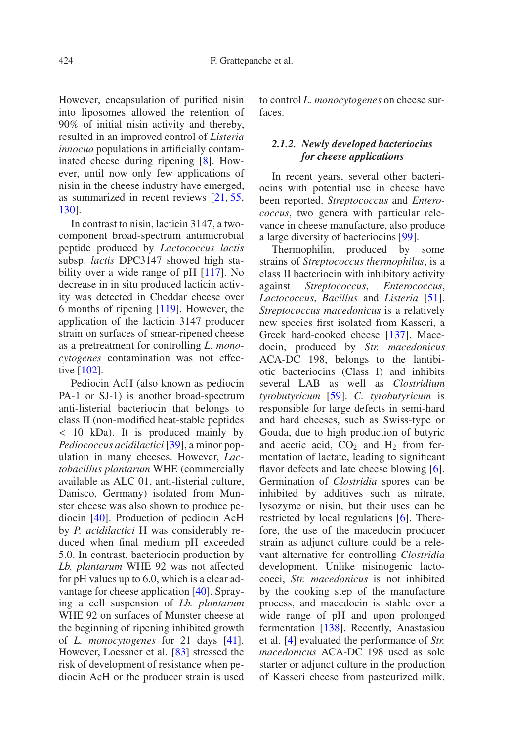However, encapsulation of purified nisin into liposomes allowed the retention of 90% of initial nisin activity and thereby, resulted in an improved control of *Listeria innocua* populations in artificially contaminated cheese during ripening [8]. However, until now only few applications of nisin in the cheese industry have emerged, as summarized in recent reviews [21, 55, 130].

In contrast to nisin, lacticin 3147, a two-component broad-spectrum antimicrobial peptide produced by *Lactococcus lactis* subsp. *lactis* DPC3147 showed high stability over a wide range of pH [117]. No decrease in in situ produced lacticin activity was detected in Cheddar cheese over 6 months of ripening [119]. However, the application of the lacticin 3147 producer strain on surfaces of smear-ripened cheese as a pretreatment for controlling *L. monocytogenes* contamination was not effective [102].

Pediocin AcH (also known as pediocin PA-1 or SJ-1) is another broad-spectrum anti-listerial bacteriocin that belongs to class II (non-modified heat-stable peptides < 10 kDa). It is produced mainly by *Pediococcus acidilactici* [39], a minor population in many cheeses. However, *Lactobacillus plantarum* WHE (commercially available as ALC 01, anti-listerial culture, Danisco, Germany) isolated from Munster cheese was also shown to produce pediocin [40]. Production of pediocin AcH by *P. acidilactici* H was considerably reduced when final medium pH exceeded 5.0. In contrast, bacteriocin production by *Lb. plantarum* WHE 92 was not affected for pH values up to 6.0, which is a clear advantage for cheese application [40]. Spraying a cell suspension of *Lb. plantarum* WHE 92 on surfaces of Munster cheese at the beginning of ripening inhibited growth of *L. monocytogenes* for 21 days [41]. However, Loessner et al. [83] stressed the risk of development of resistance when pediocin AcH or the producer strain is used to control *L. monocytogenes* on cheese surfaces.

#### 2.1.2. *Newly developed bacteriocins for cheese applications*

In recent years, several other bacteriocins with potential use in cheese have been reported. *Streptococcus* and *Enterococcus*, two genera with particular relevance in cheese manufacture, also produce a large diversity of bacteriocins [99].

Thermophilin, produced by some strains of *Streptococcus thermophilus*, is a class II bacteriocin with inhibitory activity against *Streptococcus*, *Enterococcus*, *Lactococcus*, *Bacillus* and *Listeria* [51]. *Streptococcus macedonicus* is a relatively new species first isolated from Kasseri, a Greek hard-cooked cheese [137]. Macedocin, produced by *Str. macedonicus* ACA-DC 198, belongs to the lantibiotic bacteriocins (Class I) and inhibits several LAB as well as *Clostridium tyrobutyricum* [59]. *C. tyrobutyricum* is responsible for large defects in semi-hard and hard cheeses, such as Swiss-type or Gouda, due to high production of butyric and acetic acid, $CO_2$ and $H_2$ from fermentation of lactate, leading to significant flavor defects and late cheese blowing [6]. Germination of *Clostridia* spores can be inhibited by additives such as nitrate, lysozyme or nisin, but their uses can be restricted by local regulations [6]. Therefore, the use of the macedocin producer strain as adjunct culture could be a relevant alternative for controlling *Clostridia* development. Unlike nisinogenic lactococci, *Str. macedonicus* is not inhibited by the cooking step of the manufacture process, and macedocin is stable over a wide range of pH and upon prolonged fermentation [138]. Recently, Anastasiou et al. [4] evaluated the performance of *Str. macedonicus* ACA-DC 198 used as sole starter or adjunct culture in the production of Kasseri cheese from pasteurized milk.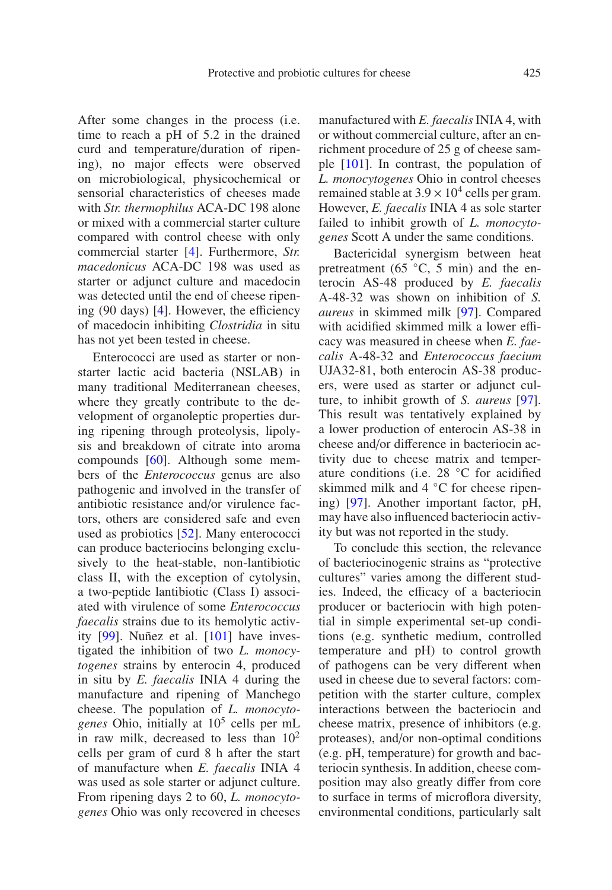After some changes in the process (i.e. time to reach a pH of 5.2 in the drained curd and temperature/duration of ripening), no major effects were observed on microbiological, physicochemical or sensorial characteristics of cheeses made with *Str. thermophilus* ACA-DC 198 alone or mixed with a commercial starter culture compared with control cheese with only commercial starter [4]. Furthermore, *Str. macedonicus* ACA-DC 198 was used as starter or adjunct culture and macedocin was detected until the end of cheese ripening (90 days) [4]. However, the efficiency of macedocin inhibiting *Clostridia* in situ has not yet been tested in cheese.

Enterococci are used as starter or non-starter lactic acid bacteria (NSLAB) in many traditional Mediterranean cheeses, where they greatly contribute to the development of organoleptic properties during ripening through proteolysis, lipolysis and breakdown of citrate into aroma compounds [60]. Although some members of the *Enterococcus* genus are also pathogenic and involved in the transfer of antibiotic resistance and/or virulence factors, others are considered safe and even used as probiotics [52]. Many enterococci can produce bacteriocins belonging exclusively to the heat-stable, non-lantibiotic class II, with the exception of cytolysin, a two-peptide lantibiotic (Class I) associated with virulence of some *Enterococcus faecalis* strains due to its hemolytic activity [99]. Nuñez et al. [101] have investigated the inhibition of two *L. monocytogenes* strains by enterocin 4, produced in situ by *E. faecalis* INIA 4 during the manufacture and ripening of Manchego cheese. The population of *L. monocytogenes* Ohio, initially at $10^5$ cells per mL in raw milk, decreased to less than $10^2$ cells per gram of curd 8 h after the start of manufacture when *E. faecalis* INIA 4 was used as sole starter or adjunct culture. From ripening days 2 to 60, *L. monocytogenes* Ohio was only recovered in cheeses manufactured with *E. faecalis* INIA 4, with or without commercial culture, after an enrichment procedure of 25 g of cheese sample [101]. In contrast, the population of *L. monocytogenes* Ohio in control cheeses remained stable at $3.9 \times 10^4$ cells per gram. However, *E. faecalis* INIA 4 as sole starter failed to inhibit growth of *L. monocytogenes* Scott A under the same conditions.

Bactericidal synergism between heat pretreatment (65 °C, 5 min) and the enterocin AS-48 produced by *E. faecalis* A-48-32 was shown on inhibition of *S. aureus* in skimmed milk [97]. Compared with acidified skimmed milk a lower efficacy was measured in cheese when *E. faecalis* A-48-32 and *Enterococcus faecium* UJA32-81, both enterocin AS-38 producers, were used as starter or adjunct culture, to inhibit growth of *S. aureus* [97]. This result was tentatively explained by a lower production of enterocin AS-38 in cheese and/or difference in bacteriocin activity due to cheese matrix and temperature conditions (i.e. 28 °C for acidified skimmed milk and 4 °C for cheese ripening) [97]. Another important factor, pH, may have also influenced bacteriocin activity but was not reported in the study.

To conclude this section, the relevance of bacteriocinogenic strains as "protective cultures" varies among the different studies. Indeed, the efficacy of a bacteriocin producer or bacteriocin with high potential in simple experimental set-up conditions (e.g. synthetic medium, controlled temperature and pH) to control growth of pathogens can be very different when used in cheese due to several factors: competition with the starter culture, complex interactions between the bacteriocin and cheese matrix, presence of inhibitors (e.g. proteases), and/or non-optimal conditions (e.g. pH, temperature) for growth and bacteriocin synthesis. In addition, cheese composition may also greatly differ from core to surface in terms of microflora diversity, environmental conditions, particularly salt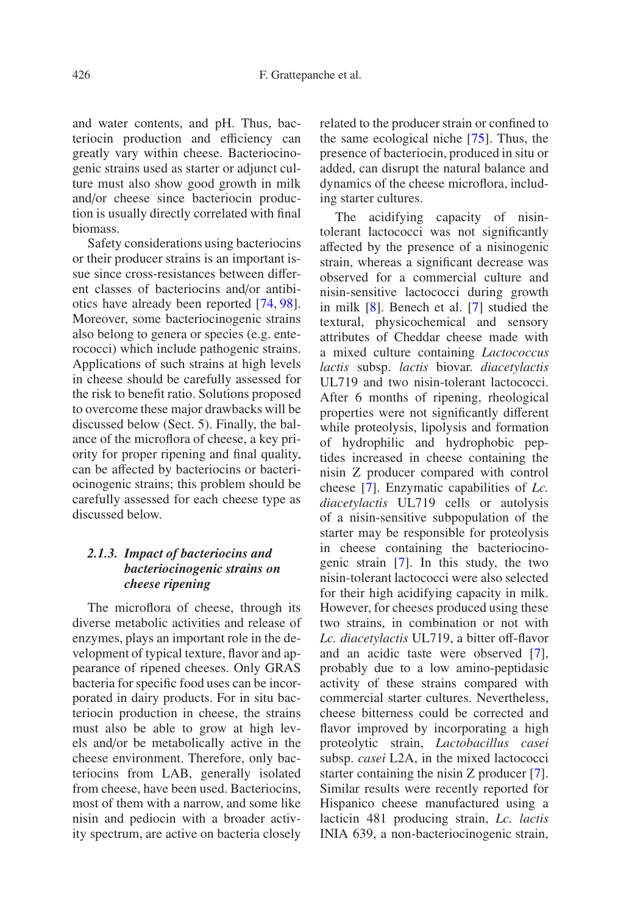and water contents, and pH. Thus, bacteriocin production and efficiency can greatly vary within cheese. Bacteriocinogenic strains used as starter or adjunct culture must also show good growth in milk and/or cheese since bacteriocin production is usually directly correlated with final biomass.

Safety considerations using bacteriocins or their producer strains is an important issue since cross-resistances between different classes of bacteriocins and/or antibiotics have already been reported [74, 98]. Moreover, some bacteriocinogenic strains also belong to genera or species (e.g. enterococci) which include pathogenic strains. Applications of such strains at high levels in cheese should be carefully assessed for the risk to benefit ratio. Solutions proposed to overcome these major drawbacks will be discussed below (Sect. 5). Finally, the balance of the microflora of cheese, a key priority for proper ripening and final quality, can be affected by bacteriocins or bacteriocinogenic strains; this problem should be carefully assessed for each cheese type as discussed below.

#### 2.1.3. Impact of bacteriocins and bacteriocinogenic strains on cheese ripening

The microflora of cheese, through its diverse metabolic activities and release of enzymes, plays an important role in the development of typical texture, flavor and appearance of ripened cheeses. Only GRAS bacteria for specific food uses can be incorporated in dairy products. For in situ bacteriocin production in cheese, the strains must also be able to grow at high levels and/or be metabolically active in the cheese environment. Therefore, only bacteriocins from LAB, generally isolated from cheese, have been used. Bacteriocins, most of them with a narrow, and some like nisin and pediocin with a broader activity spectrum, are active on bacteria closely related to the producer strain or confined to the same ecological niche [75]. Thus, the presence of bacteriocin, produced in situ or added, can disrupt the natural balance and dynamics of the cheese microflora, including starter cultures.

The acidifying capacity of nisin-tolerant lactococci was not significantly affected by the presence of a nisinogenic strain, whereas a significant decrease was observed for a commercial culture and nisin-sensitive lactococci during growth in milk [8]. Benech et al. [7] studied the textural, physicochemical and sensory attributes of Cheddar cheese made with a mixed culture containing *Lactococcus lactis* subsp. *lactis* biovar. *diacetylactis* UL719 and two nisin-tolerant lactococci. After 6 months of ripening, rheological properties were not significantly different while proteolysis, lipolysis and formation of hydrophilic and hydrophobic peptides increased in cheese containing the nisin Z producer compared with control cheese [7]. Enzymatic capabilities of *Lc. diacetylactis* UL719 cells or autolysis of a nisin-sensitive subpopulation of the starter may be responsible for proteolysis in cheese containing the bacteriocinogenic strain [7]. In this study, the two nisin-tolerant lactococci were also selected for their high acidifying capacity in milk. However, for cheeses produced using these two strains, in combination or not with *Lc. diacetylactis* UL719, a bitter off-flavor and an acidic taste were observed [7], probably due to a low amino-peptidasic activity of these strains compared with commercial starter cultures. Nevertheless, cheese bitterness could be corrected and flavor improved by incorporating a high proteolytic strain, *Lactobacillus casei* subsp. *casei* L2A, in the mixed lactococci starter containing the nisin Z producer [7]. Similar results were recently reported for Hispanico cheese manufactured using a lacticin 481 producing strain, *Lc. lactis* INIA 639, a non-bacteriocinogenic strain,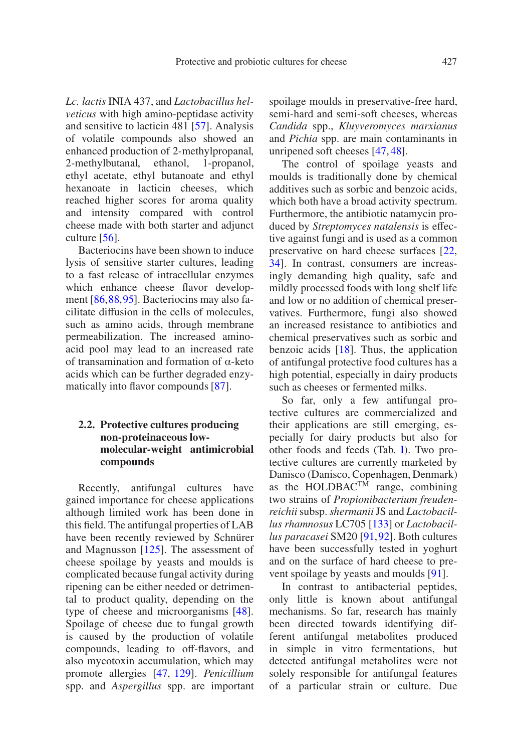*Lc. lactis* INIA 437, and *Lactobacillus helveticus* with high amino-peptidase activity and sensitive to lacticin 481 [57]. Analysis of volatile compounds also showed an enhanced production of 2-methylpropanal, 2-methylbutanal, ethanol, 1-propanol, ethyl acetate, ethyl butanoate and ethyl hexanoate in lacticin cheeses, which reached higher scores for aroma quality and intensity compared with control cheese made with both starter and adjunct culture [56].

Bacteriocins have been shown to induce lysis of sensitive starter cultures, leading to a fast release of intracellular enzymes which enhance cheese flavor development [86,88,95]. Bacteriocins may also facilitate diffusion in the cells of molecules, such as amino acids, through membrane permeabilization. The increased amino-acid pool may lead to an increased rate of transamination and formation of α-keto acids which can be further degraded enzymatically into flavor compounds [87].

### 2.2. Protective cultures producing non-proteinaceous low-molecular-weight antimicrobial compounds

Recently, antifungal cultures have gained importance for cheese applications although limited work has been done in this field. The antifungal properties of LAB have been recently reviewed by Schnürer and Magnusson [125]. The assessment of cheese spoilage by yeasts and moulds is complicated because fungal activity during ripening can be either needed or detrimental to product quality, depending on the type of cheese and microorganisms [48]. Spoilage of cheese due to fungal growth is caused by the production of volatile compounds, leading to off-flavors, and also mycotoxin accumulation, which may promote allergies [47, 129]. *Penicillium* spp. and *Aspergillus* spp. are important spoilage moulds in preservative-free hard, semi-hard and semi-soft cheeses, whereas *Candida* spp., *Kluyveromyces marxianus* and *Pichia* spp. are main contaminants in unripened soft cheeses [47,48].

The control of spoilage yeasts and moulds is traditionally done by chemical additives such as sorbic and benzoic acids, which both have a broad activity spectrum. Furthermore, the antibiotic natamycin produced by *Streptomyces natalensis* is effective against fungi and is used as a common preservative on hard cheese surfaces [22, 34]. In contrast, consumers are increasingly demanding high quality, safe and mildly processed foods with long shelf life and low or no addition of chemical preservatives. Furthermore, fungi also showed an increased resistance to antibiotics and chemical preservatives such as sorbic and benzoic acids [18]. Thus, the application of antifungal protective food cultures has a high potential, especially in dairy products such as cheeses or fermented milks.

So far, only a few antifungal protective cultures are commercialized and their applications are still emerging, especially for dairy products but also for other foods and feeds (Tab. I). Two protective cultures are currently marketed by Danisco (Danisco, Copenhagen, Denmark) as the HOLDBAC™ range, combining two strains of *Propionibacterium freudenreichii* subsp. *shermanii* JS and *Lactobacillus rhamnosus* LC705 [133] or *Lactobacillus paracasei* SM20 [91,92]. Both cultures have been successfully tested in yoghurt and on the surface of hard cheese to prevent spoilage by yeasts and moulds [91].

In contrast to antibacterial peptides, only little is known about antifungal mechanisms. So far, research has mainly been directed towards identifying different antifungal metabolites produced in simple in vitro fermentations, but detected antifungal metabolites were not solely responsible for antifungal features of a particular strain or culture. Due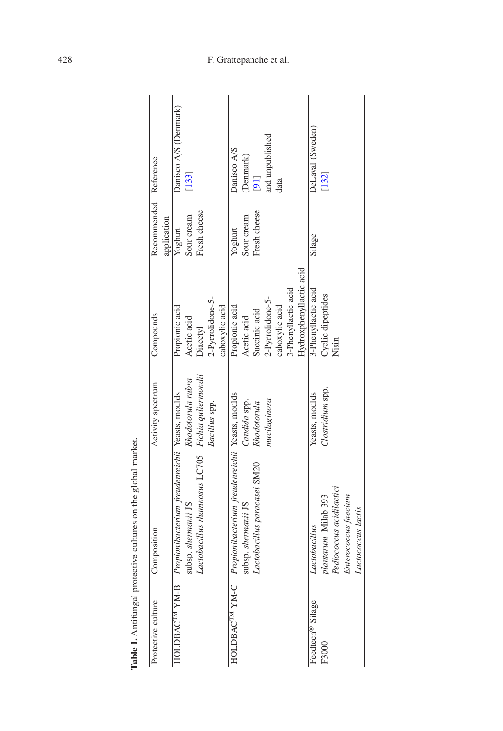**Table I.** Antifungal protective cultures on the global market.

| Protective culture | Composition | Activity spectrum | Compounds | Recommended application | Reference |
|---|---|---|---|---|---|
| HOLDBAC™ YM-B | *Propionibacterium freudenreichii* subsp. *shermanii* JS<br>*Lactobacillus rhamnosus* LC705 | Yeasts, moulds<br>*Rhodotorula rubra*<br>*Pichia qulliermondii*<br>*Bacillus* spp. | Propionic acid<br>Acetic acid<br>Diacetyl<br>2-Pyrrolidone-5-caboxylic acid | Yoghurt<br>Sour cream<br>Fresh cheese | Danisco A/S (Denmark)<br>[133] |
| HOLDBAC™ YM-C | *Propionibacterium freudenreichii* subsp. *shermanii* JS<br>*Lactobacillus paracasei* SM20 | Yeasts, moulds<br>*Candida* spp.<br>*Rhodotorula mucilaginosa* | Propionic acid<br>Acetic acid<br>Succinic acid<br>2-Pyrrolidone-5-caboxylic acid<br>3-Phenyllactic acid<br>Hydroxphenyllactic acid | Yoghurt<br>Sour cream<br>Fresh cheese | Danisco A/S (Denmark)<br>[91]<br>and unpublished data |
| Feedtech® Silage F3000 | *Lactobacillus plantarum* Milab 393<br>*Pediococcus acidilactici*<br>*Enterococcus faecium*<br>*Lactococcus lactis* | Yeasts, moulds<br>*Clostridium* spp. | 3-Phenyllactic acid<br>Cyclic dipeptides<br>Nisin | Silage | DeLaval (Sweden)<br>[132] |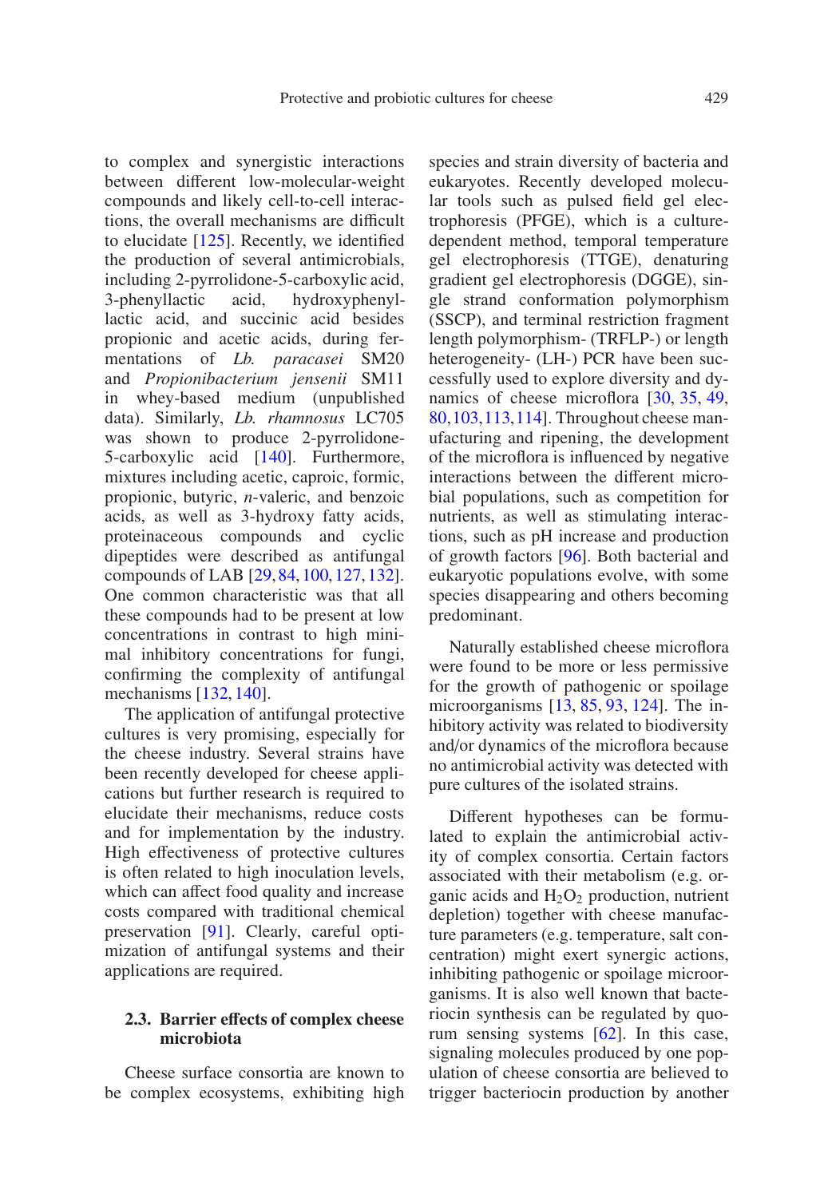to complex and synergistic interactions between different low-molecular-weight compounds and likely cell-to-cell interactions, the overall mechanisms are difficult to elucidate [125]. Recently, we identified the production of several antimicrobials, including 2-pyrrolidone-5-carboxylic acid, 3-phenyllactic acid, hydroxyphenyllactic acid, and succinic acid besides propionic and acetic acids, during fermentations of *Lb. paracasei* SM20 and *Propionibacterium jensenii* SM11 in whey-based medium (unpublished data). Similarly, *Lb. rhamnosus* LC705 was shown to produce 2-pyrrolidone-5-carboxylic acid [140]. Furthermore, mixtures including acetic, caproic, formic, propionic, butyric, *n*-valeric, and benzoic acids, as well as 3-hydroxy fatty acids, proteinaceous compounds and cyclic dipeptides were described as antifungal compounds of LAB [29, 84, 100, 127, 132]. One common characteristic was that all these compounds had to be present at low concentrations in contrast to high minimal inhibitory concentrations for fungi, confirming the complexity of antifungal mechanisms [132, 140].

The application of antifungal protective cultures is very promising, especially for the cheese industry. Several strains have been recently developed for cheese applications but further research is required to elucidate their mechanisms, reduce costs and for implementation by the industry. High effectiveness of protective cultures is often related to high inoculation levels, which can affect food quality and increase costs compared with traditional chemical preservation [91]. Clearly, careful optimization of antifungal systems and their applications are required.

### 2.3. Barrier effects of complex cheese microbiota

Cheese surface consortia are known to be complex ecosystems, exhibiting high species and strain diversity of bacteria and eukaryotes. Recently developed molecular tools such as pulsed field gel electrophoresis (PFGE), which is a culture-dependent method, temporal temperature gel electrophoresis (TTGE), denaturing gradient gel electrophoresis (DGGE), single strand conformation polymorphism (SSCP), and terminal restriction fragment length polymorphism- (TRFLP-) or length heterogeneity- (LH-) PCR have been successfully used to explore diversity and dynamics of cheese microflora [30, 35, 49, 80, 103, 113, 114]. Throughout cheese manufacturing and ripening, the development of the microflora is influenced by negative interactions between the different microbial populations, such as competition for nutrients, as well as stimulating interactions, such as pH increase and production of growth factors [96]. Both bacterial and eukaryotic populations evolve, with some species disappearing and others becoming predominant.

Naturally established cheese microflora were found to be more or less permissive for the growth of pathogenic or spoilage microorganisms [13, 85, 93, 124]. The inhibitory activity was related to biodiversity and/or dynamics of the microflora because no antimicrobial activity was detected with pure cultures of the isolated strains.

Different hypotheses can be formulated to explain the antimicrobial activity of complex consortia. Certain factors associated with their metabolism (e.g. organic acids and $H_2O_2$ production, nutrient depletion) together with cheese manufacture parameters (e.g. temperature, salt concentration) might exert synergic actions, inhibiting pathogenic or spoilage microorganisms. It is also well known that bacteriocin synthesis can be regulated by quorum sensing systems [62]. In this case, signaling molecules produced by one population of cheese consortia are believed to trigger bacteriocin production by another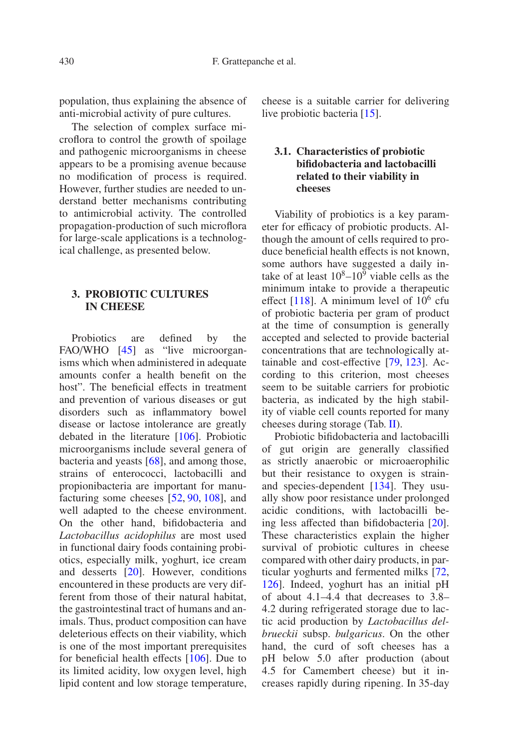population, thus explaining the absence of anti-microbial activity of pure cultures.

The selection of complex surface microflora to control the growth of spoilage and pathogenic microorganisms in cheese appears to be a promising avenue because no modification of process is required. However, further studies are needed to understand better mechanisms contributing to antimicrobial activity. The controlled propagation-production of such microflora for large-scale applications is a technological challenge, as presented below.

## 3. PROBIOTIC CULTURES IN CHEESE

Probiotics are defined by the FAO/WHO [45] as "live microorganisms which when administered in adequate amounts confer a health benefit on the host". The beneficial effects in treatment and prevention of various diseases or gut disorders such as inflammatory bowel disease or lactose intolerance are greatly debated in the literature [106]. Probiotic microorganisms include several genera of bacteria and yeasts [68], and among those, strains of enterococci, lactobacilli and propionibacteria are important for manufacturing some cheeses [52, 90, 108], and well adapted to the cheese environment. On the other hand, bifidobacteria and *Lactobacillus acidophilus* are most used in functional dairy foods containing probiotics, especially milk, yoghurt, ice cream and desserts [20]. However, conditions encountered in these products are very different from those of their natural habitat, the gastrointestinal tract of humans and animals. Thus, product composition can have deleterious effects on their viability, which is one of the most important prerequisites for beneficial health effects [106]. Due to its limited acidity, low oxygen level, high lipid content and low storage temperature, cheese is a suitable carrier for delivering live probiotic bacteria [15].

### 3.1. Characteristics of probiotic bifidobacteria and lactobacilli related to their viability in cheeses

Viability of probiotics is a key parameter for efficacy of probiotic products. Although the amount of cells required to produce beneficial health effects is not known, some authors have suggested a daily intake of at least $10^8$–$10^9$ viable cells as the minimum intake to provide a therapeutic effect [118]. A minimum level of $10^6$ cfu of probiotic bacteria per gram of product at the time of consumption is generally accepted and selected to provide bacterial concentrations that are technologically attainable and cost-effective [79, 123]. According to this criterion, most cheeses seem to be suitable carriers for probiotic bacteria, as indicated by the high stability of viable cell counts reported for many cheeses during storage (Tab. II).

Probiotic bifidobacteria and lactobacilli of gut origin are generally classified as strictly anaerobic or microaerophilic but their resistance to oxygen is strain- and species-dependent [134]. They usually show poor resistance under prolonged acidic conditions, with lactobacilli being less affected than bifidobacteria [20]. These characteristics explain the higher survival of probiotic cultures in cheese compared with other dairy products, in particular yoghurts and fermented milks [72, 126]. Indeed, yoghurt has an initial pH of about 4.1–4.4 that decreases to 3.8–4.2 during refrigerated storage due to lactic acid production by *Lactobacillus delbrueckii* subsp. *bulgaricus*. On the other hand, the curd of soft cheeses has a pH below 5.0 after production (about 4.5 for Camembert cheese) but it increases rapidly during ripening. In 35-day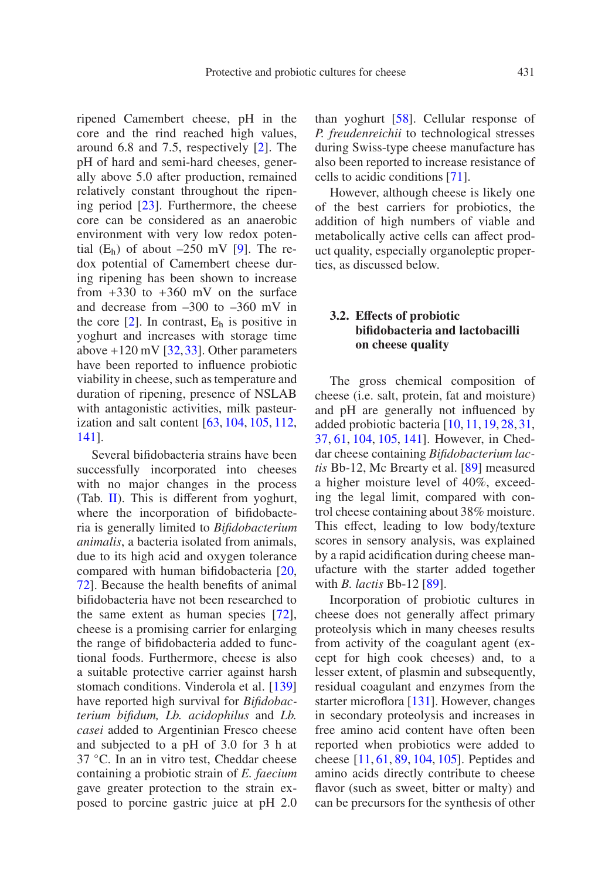ripened Camembert cheese, pH in the core and the rind reached high values, around 6.8 and 7.5, respectively [2]. The pH of hard and semi-hard cheeses, generally above 5.0 after production, remained relatively constant throughout the ripening period [23]. Furthermore, the cheese core can be considered as an anaerobic environment with very low redox potential ($E_h$) of about –250 mV [9]. The redox potential of Camembert cheese during ripening has been shown to increase from +330 to +360 mV on the surface and decrease from –300 to –360 mV in the core [2]. In contrast, $E_h$ is positive in yoghurt and increases with storage time above +120 mV [32, 33]. Other parameters have been reported to influence probiotic viability in cheese, such as temperature and duration of ripening, presence of NSLAB with antagonistic activities, milk pasteurization and salt content [63, 104, 105, 112, 141].

Several bifidobacteria strains have been successfully incorporated into cheeses with no major changes in the process (Tab. II). This is different from yoghurt, where the incorporation of bifidobacteria is generally limited to *Bifidobacterium animalis*, a bacteria isolated from animals, due to its high acid and oxygen tolerance compared with human bifidobacteria [20, 72]. Because the health benefits of animal bifidobacteria have not been researched to the same extent as human species [72], cheese is a promising carrier for enlarging the range of bifidobacteria added to functional foods. Furthermore, cheese is also a suitable protective carrier against harsh stomach conditions. Vinderola et al. [139] have reported high survival for *Bifidobacterium bifidum, Lb. acidophilus* and *Lb. casei* added to Argentinian Fresco cheese and subjected to a pH of 3.0 for 3 h at 37 °C. In an in vitro test, Cheddar cheese containing a probiotic strain of *E. faecium* gave greater protection to the strain exposed to porcine gastric juice at pH 2.0 than yoghurt [58]. Cellular response of *P. freudenreichii* to technological stresses during Swiss-type cheese manufacture has also been reported to increase resistance of cells to acidic conditions [71].

However, although cheese is likely one of the best carriers for probiotics, the addition of high numbers of viable and metabolically active cells can affect product quality, especially organoleptic properties, as discussed below.

### 3.2. Effects of probiotic bifidobacteria and lactobacilli on cheese quality

The gross chemical composition of cheese (i.e. salt, protein, fat and moisture) and pH are generally not influenced by added probiotic bacteria [10, 11, 19, 28, 31, 37, 61, 104, 105, 141]. However, in Cheddar cheese containing *Bifidobacterium lactis* Bb-12, Mc Brearty et al. [89] measured a higher moisture level of 40%, exceeding the legal limit, compared with control cheese containing about 38% moisture. This effect, leading to low body/texture scores in sensory analysis, was explained by a rapid acidification during cheese manufacture with the starter added together with *B. lactis* Bb-12 [89].

Incorporation of probiotic cultures in cheese does not generally affect primary proteolysis which in many cheeses results from activity of the coagulant agent (except for high cook cheeses) and, to a lesser extent, of plasmin and subsequently, residual coagulant and enzymes from the starter microflora [131]. However, changes in secondary proteolysis and increases in free amino acid content have often been reported when probiotics were added to cheese [11, 61, 89, 104, 105]. Peptides and amino acids directly contribute to cheese flavor (such as sweet, bitter or malty) and can be precursors for the synthesis of other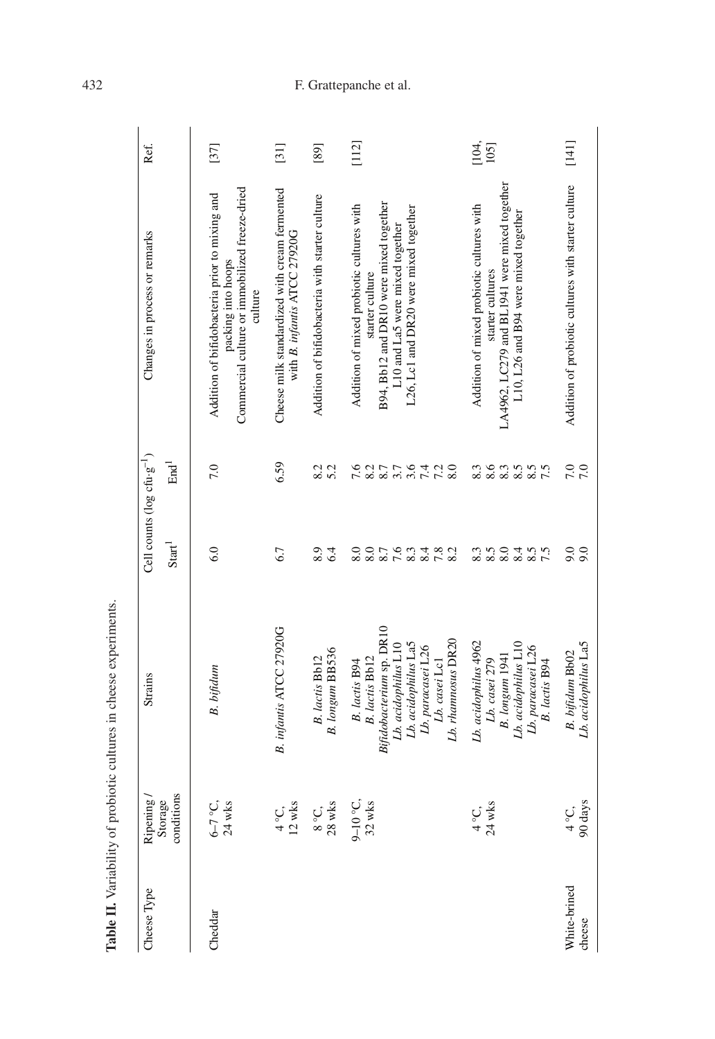**Table II.** Variability of probiotic cultures in cheese experiments.

| Cheese Type | Ripening / Storage conditions | Strains | Cell counts (log cfu·g$^{-1}$) | | Changes in process or remarks | Ref. |
|---|---|---|---|---|---|---|
| | | | Start[1] | End[1] | | |
| Cheddar | 6–7 °C, 24 wks | *B. bifidum* | 6.0 | 7.0 | Addition of bifidobacteria prior to mixing and packing into hoops<br>Commercial culture or immobilized freeze-dried culture | [37] |
| | 4 °C, 12 wks | *B. infantis* ATCC 27920G | 6.7 | 6.59 | Cheese milk standardized with cream fermented with *B. infantis* ATCC 27920G | [31] |
| | 8 °C, 28 wks | *B. lactis* Bb12<br>*B. longum* BB536 | 8.9<br>6.4 | 8.2<br>5.2 | Addition of bifidobacteria with starter culture | [89] |
| | 9–10 °C, 32 wks | *B. lactis* B94<br>*B. lactis* Bb12<br>*Bifidobacterium* sp. DR10<br>*Lb. acidophilus* L10<br>*Lb. acidophilus* La5<br>*Lb. paracasei* L26<br>*Lb. casei* Lc1<br>*Lb. rhamnosus* DR20 | 8.0<br>8.0<br>8.7<br>7.6<br>8.3<br>8.4<br>7.8<br>8.2 | 7.6<br>8.2<br>8.7<br>3.7<br>3.6<br>7.4<br>7.2<br>8.0 | Addition of mixed probiotic cultures with starter culture<br>B94, Bb12 and DR10 were mixed together<br>L10 and La5 were mixed together<br>L26, Lc1 and DR20 were mixed together | [112] |
| | 4 °C, 24 wks | *Lb. acidophilus* 4962<br>*Lb. casei* 279<br>*B. longum* 1941<br>*Lb. acidophilus* L10<br>*Lb. paracasei* L26<br>*B. lactis* B94 | 8.3<br>8.5<br>8.0<br>8.4<br>8.5<br>7.5 | 8.3<br>8.6<br>8.3<br>8.5<br>8.5<br>7.5 | Addition of mixed probiotic cultures with starter cultures<br>LA4962, LC279 and BL1941 were mixed together<br>L10, L26 and B94 were mixed together | [104, 105] |
| White-brined cheese | 4 °C, 90 days | *B. bifidum* Bb02<br>*Lb. acidophilus* La5 | 9.0<br>9.0 | 7.0<br>7.0 | Addition of probiotic cultures with starter culture | [141] |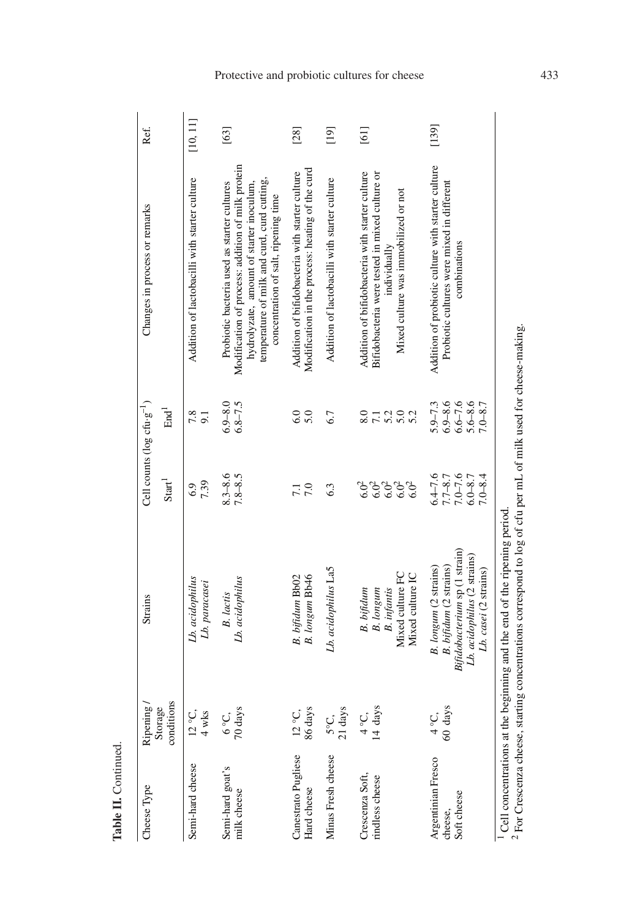**Table II.** Continued.

| Cheese Type | Ripening / Storage conditions | Strains | Cell counts (log cfu·g$^{-1}$) | | Changes in process or remarks | Ref. |
|---|---|---|---|---|---|---|
| | | | Start[1] | End[1] | | |
| Semi-hard cheese | 12 °C, 4 wks | *Lb. acidophilus* | 6.9 | 7.8 | Addition of lactobacilli with starter culture | [10, 11] |
| | | *Lb. paracasei* | 7.39 | 9.1 | | |
| Semi-hard goat's milk cheese | 6 °C, 70 days | *B. lactis* | 8.3–8.6 | 6.9–8.0 | Probiotic bacteria used as starter cultures | [63] |
| | | *Lb. acidophilus* | 7.8–8.5 | 6.8–7.5 | Modification of process: addition of milk protein hydrolyzate, amount of starter inoculum, temperature of milk and curd, curd cutting, concentration of salt, ripening time | |
| Canestrato Pugliese Hard cheese | 12 °C, 86 days | *B. bifidum* Bb02 | 7.1 | 6.0 | Addition of bifidobacteria with starter culture | [28] |
| | | *B. longum* Bb46 | 7.0 | 5.0 | Modification in the process: heating of the curd | |
| Minas Fresh cheese | 5°C, 21 days | *Lb. acidophilus* La5 | 6.3 | 6.7 | Addition of lactobacilli with starter culture | [19] |
| Crescenza Soft, rindless cheese | 4 °C, 14 days | *B. bifidum* | 6.0[2] | 8.0 | Addition of bifidobacteria with starter culture | [61] |
| | | *B. longum* | 6.0[2] | 7.1 | Bifidobacteria were tested in mixed culture or individually | |
| | | *B. infantis* | 6.0[2] | 5.2 | | |
| | | Mixed culture FC | 6.0[2] | 5.0 | Mixed culture was immobilized or not | |
| | | Mixed culture IC | 6.0[2] | 5.2 | | |
| Argentinian Fresco cheese, Soft cheese | 4 °C, 60 days | *B. longum* (2 strains) | 6.4–7.6 | 5.9–7.3 | Addition of probiotic culture with starter culture | [139] |
| | | *B. bifidum* (2 strains) | 7.7–8.7 | 6.9–8.6 | Probiotic cultures were mixed in different combinations | |
| | | *Bifidobacterium* sp (1 strain) | 7.0–7.6 | 6.6–7.6 | | |
| | | *Lb. acidophilus* (2 strains) | 6.0–8.7 | 5.6–8.6 | | |
| | | *Lb. casei* (2 strains) | 7.0–8.4 | 7.0–8.7 | | |

[1] Cell concentrations at the beginning and the end of the ripening period.
[2] For Crescenza cheese, starting concentrations correspond to log of cfu per mL of milk used for cheese-making.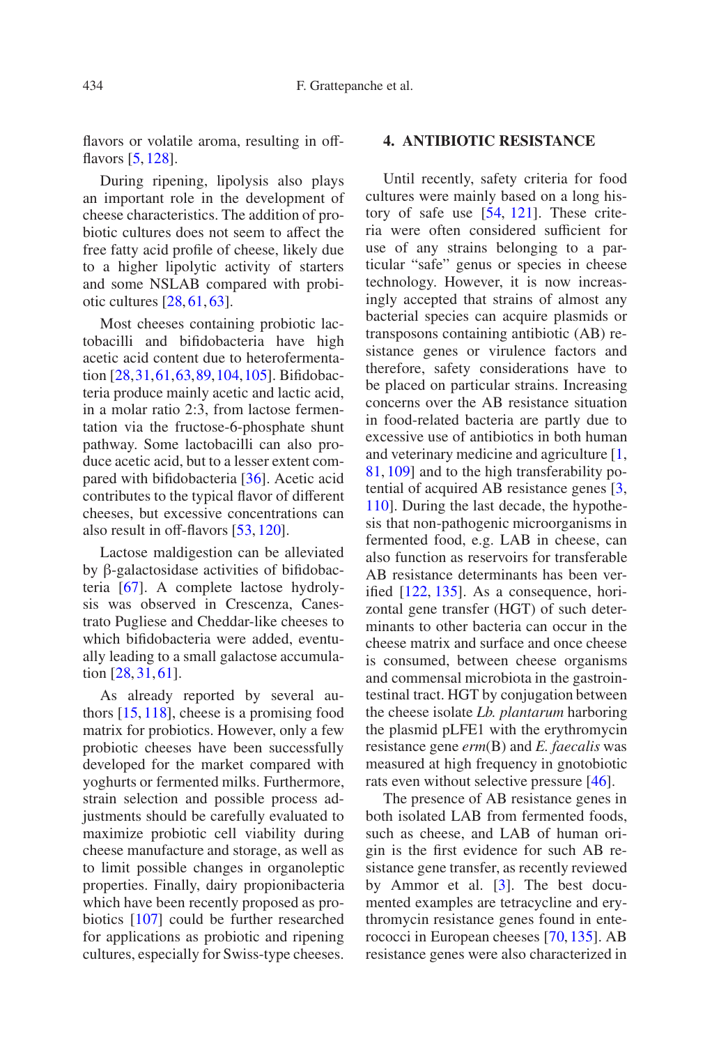flavors or volatile aroma, resulting in off-flavors [5, 128].

During ripening, lipolysis also plays an important role in the development of cheese characteristics. The addition of probiotic cultures does not seem to affect the free fatty acid profile of cheese, likely due to a higher lipolytic activity of starters and some NSLAB compared with probiotic cultures [28, 61, 63].

Most cheeses containing probiotic lactobacilli and bifidobacteria have high acetic acid content due to heterofermentation [28, 31, 61, 63, 89, 104, 105]. Bifidobacteria produce mainly acetic and lactic acid, in a molar ratio 2:3, from lactose fermentation via the fructose-6-phosphate shunt pathway. Some lactobacilli can also produce acetic acid, but to a lesser extent compared with bifidobacteria [36]. Acetic acid contributes to the typical flavor of different cheeses, but excessive concentrations can also result in off-flavors [53, 120].

Lactose maldigestion can be alleviated by β-galactosidase activities of bifidobacteria [67]. A complete lactose hydrolysis was observed in Crescenza, Canestrato Pugliese and Cheddar-like cheeses to which bifidobacteria were added, eventually leading to a small galactose accumulation [28, 31, 61].

As already reported by several authors [15, 118], cheese is a promising food matrix for probiotics. However, only a few probiotic cheeses have been successfully developed for the market compared with yoghurts or fermented milks. Furthermore, strain selection and possible process adjustments should be carefully evaluated to maximize probiotic cell viability during cheese manufacture and storage, as well as to limit possible changes in organoleptic properties. Finally, dairy propionibacteria which have been recently proposed as probiotics [107] could be further researched for applications as probiotic and ripening cultures, especially for Swiss-type cheeses.

## 4. ANTIBIOTIC RESISTANCE

Until recently, safety criteria for food cultures were mainly based on a long history of safe use [54, 121]. These criteria were often considered sufficient for use of any strains belonging to a particular "safe" genus or species in cheese technology. However, it is now increasingly accepted that strains of almost any bacterial species can acquire plasmids or transposons containing antibiotic (AB) resistance genes or virulence factors and therefore, safety considerations have to be placed on particular strains. Increasing concerns over the AB resistance situation in food-related bacteria are partly due to excessive use of antibiotics in both human and veterinary medicine and agriculture [1, 81, 109] and to the high transferability potential of acquired AB resistance genes [3, 110]. During the last decade, the hypothesis that non-pathogenic microorganisms in fermented food, e.g. LAB in cheese, can also function as reservoirs for transferable AB resistance determinants has been verified [122, 135]. As a consequence, horizontal gene transfer (HGT) of such determinants to other bacteria can occur in the cheese matrix and surface and once cheese is consumed, between cheese organisms and commensal microbiota in the gastrointestinal tract. HGT by conjugation between the cheese isolate *Lb. plantarum* harboring the plasmid pLFE1 with the erythromycin resistance gene *erm*(B) and *E. faecalis* was measured at high frequency in gnotobiotic rats even without selective pressure [46].

The presence of AB resistance genes in both isolated LAB from fermented foods, such as cheese, and LAB of human origin is the first evidence for such AB resistance gene transfer, as recently reviewed by Ammor et al. [3]. The best documented examples are tetracycline and erythromycin resistance genes found in enterococci in European cheeses [70, 135]. AB resistance genes were also characterized in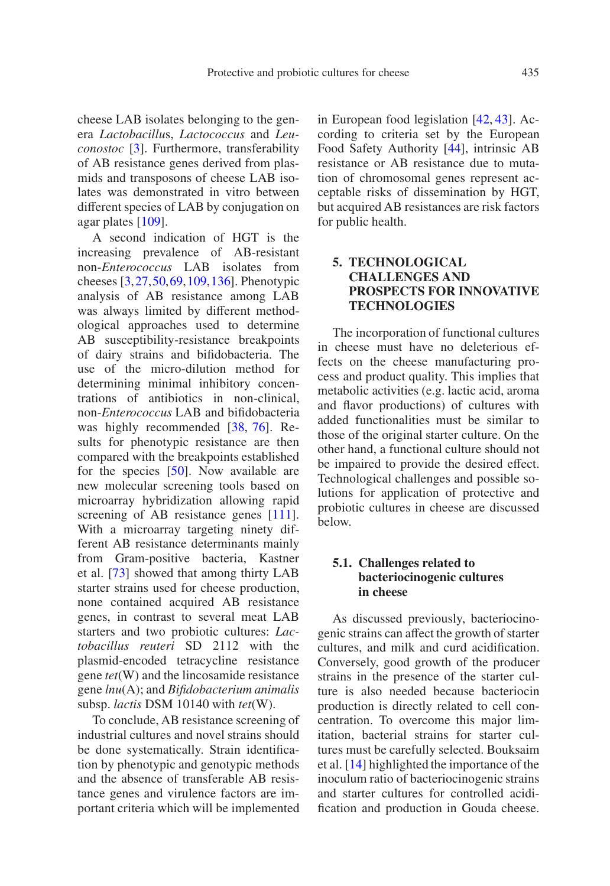cheese LAB isolates belonging to the genera *Lactobacillus*, *Lactococcus* and *Leuconostoc* [3]. Furthermore, transferability of AB resistance genes derived from plasmids and transposons of cheese LAB isolates was demonstrated in vitro between different species of LAB by conjugation on agar plates [109].

A second indication of HGT is the increasing prevalence of AB-resistant non-*Enterococcus* LAB isolates from cheeses [3, 27, 50, 69, 109, 136]. Phenotypic analysis of AB resistance among LAB was always limited by different methodological approaches used to determine AB susceptibility-resistance breakpoints of dairy strains and bifidobacteria. The use of the micro-dilution method for determining minimal inhibitory concentrations of antibiotics in non-clinical, non-*Enterococcus* LAB and bifidobacteria was highly recommended [38, 76]. Results for phenotypic resistance are then compared with the breakpoints established for the species [50]. Now available are new molecular screening tools based on microarray hybridization allowing rapid screening of AB resistance genes [111]. With a microarray targeting ninety different AB resistance determinants mainly from Gram-positive bacteria, Kastner et al. [73] showed that among thirty LAB starter strains used for cheese production, none contained acquired AB resistance genes, in contrast to several meat LAB starters and two probiotic cultures: *Lactobacillus reuteri* SD 2112 with the plasmid-encoded tetracycline resistance gene *tet*(W) and the lincosamide resistance gene *lnu*(A); and *Bifidobacterium animalis* subsp. *lactis* DSM 10140 with *tet*(W).

To conclude, AB resistance screening of industrial cultures and novel strains should be done systematically. Strain identification by phenotypic and genotypic methods and the absence of transferable AB resistance genes and virulence factors are important criteria which will be implemented in European food legislation [42, 43]. According to criteria set by the European Food Safety Authority [44], intrinsic AB resistance or AB resistance due to mutation of chromosomal genes represent acceptable risks of dissemination by HGT, but acquired AB resistances are risk factors for public health.

## 5. TECHNOLOGICAL CHALLENGES AND PROSPECTS FOR INNOVATIVE TECHNOLOGIES

The incorporation of functional cultures in cheese must have no deleterious effects on the cheese manufacturing process and product quality. This implies that metabolic activities (e.g. lactic acid, aroma and flavor productions) of cultures with added functionalities must be similar to those of the original starter culture. On the other hand, a functional culture should not be impaired to provide the desired effect. Technological challenges and possible solutions for application of protective and probiotic cultures in cheese are discussed below.

### 5.1. Challenges related to bacteriocinogenic cultures in cheese

As discussed previously, bacteriocinogenic strains can affect the growth of starter cultures, and milk and curd acidification. Conversely, good growth of the producer strains in the presence of the starter culture is also needed because bacteriocin production is directly related to cell concentration. To overcome this major limitation, bacterial strains for starter cultures must be carefully selected. Bouksaim et al. [14] highlighted the importance of the inoculum ratio of bacteriocinogenic strains and starter cultures for controlled acidification and production in Gouda cheese.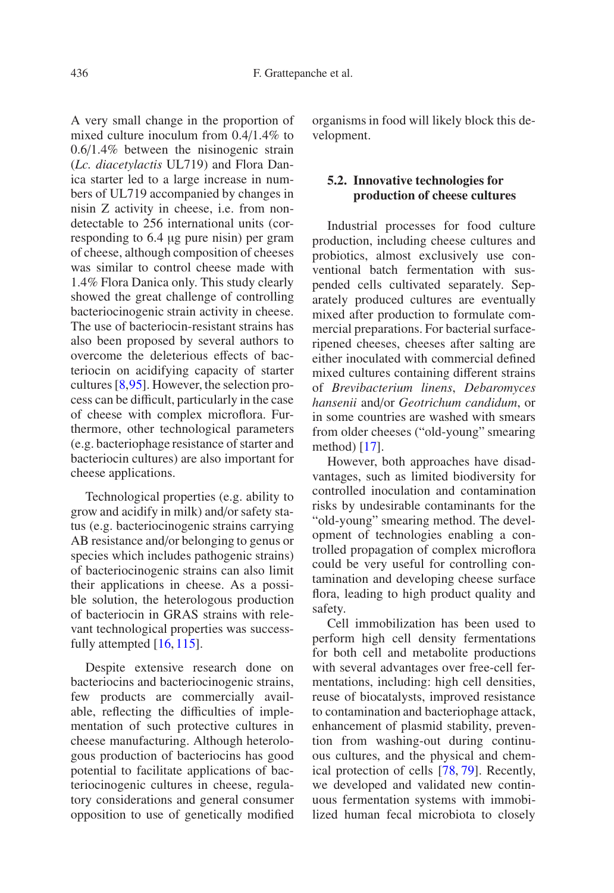A very small change in the proportion of mixed culture inoculum from 0.4/1.4% to 0.6/1.4% between the nisinogenic strain (*Lc. diacetylactis* UL719) and Flora Danica starter led to a large increase in numbers of UL719 accompanied by changes in nisin Z activity in cheese, i.e. from non-detectable to 256 international units (corresponding to 6.4 µg pure nisin) per gram of cheese, although composition of cheeses was similar to control cheese made with 1.4% Flora Danica only. This study clearly showed the great challenge of controlling bacteriocinogenic strain activity in cheese. The use of bacteriocin-resistant strains has also been proposed by several authors to overcome the deleterious effects of bacteriocin on acidifying capacity of starter cultures [8, 95]. However, the selection process can be difficult, particularly in the case of cheese with complex microflora. Furthermore, other technological parameters (e.g. bacteriophage resistance of starter and bacteriocin cultures) are also important for cheese applications.

Technological properties (e.g. ability to grow and acidify in milk) and/or safety status (e.g. bacteriocinogenic strains carrying AB resistance and/or belonging to genus or species which includes pathogenic strains) of bacteriocinogenic strains can also limit their applications in cheese. As a possible solution, the heterologous production of bacteriocin in GRAS strains with relevant technological properties was successfully attempted [16, 115].

Despite extensive research done on bacteriocins and bacteriocinogenic strains, few products are commercially available, reflecting the difficulties of implementation of such protective cultures in cheese manufacturing. Although heterologous production of bacteriocins has good potential to facilitate applications of bacteriocinogenic cultures in cheese, regulatory considerations and general consumer opposition to use of genetically modified organisms in food will likely block this development.

### 5.2. Innovative technologies for production of cheese cultures

Industrial processes for food culture production, including cheese cultures and probiotics, almost exclusively use conventional batch fermentation with suspended cells cultivated separately. Separately produced cultures are eventually mixed after production to formulate commercial preparations. For bacterial surface-ripened cheeses, cheeses after salting are either inoculated with commercial defined mixed cultures containing different strains of *Brevibacterium linens*, *Debaromyces hansenii* and/or *Geotrichum candidum*, or in some countries are washed with smears from older cheeses ("old-young" smearing method) [17].

However, both approaches have disadvantages, such as limited biodiversity for controlled inoculation and contamination risks by undesirable contaminants for the "old-young" smearing method. The development of technologies enabling a controlled propagation of complex microflora could be very useful for controlling contamination and developing cheese surface flora, leading to high product quality and safety.

Cell immobilization has been used to perform high cell density fermentations for both cell and metabolite productions with several advantages over free-cell fermentations, including: high cell densities, reuse of biocatalysts, improved resistance to contamination and bacteriophage attack, enhancement of plasmid stability, prevention from washing-out during continuous cultures, and the physical and chemical protection of cells [78, 79]. Recently, we developed and validated new continuous fermentation systems with immobilized human fecal microbiota to closely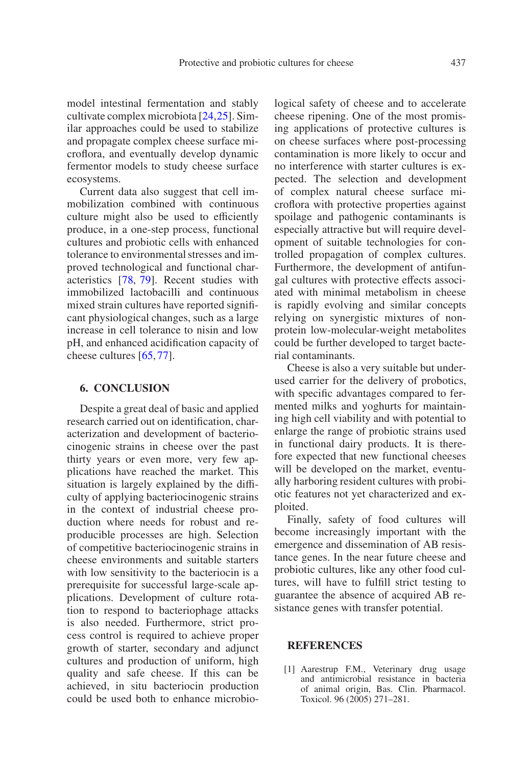model intestinal fermentation and stably cultivate complex microbiota [24,25]. Similar approaches could be used to stabilize and propagate complex cheese surface microflora, and eventually develop dynamic fermentor models to study cheese surface ecosystems.

Current data also suggest that cell immobilization combined with continuous culture might also be used to efficiently produce, in a one-step process, functional cultures and probiotic cells with enhanced tolerance to environmental stresses and improved technological and functional characteristics [78, 79]. Recent studies with immobilized lactobacilli and continuous mixed strain cultures have reported significant physiological changes, such as a large increase in cell tolerance to nisin and low pH, and enhanced acidification capacity of cheese cultures [65,77].

## 6. CONCLUSION

Despite a great deal of basic and applied research carried out on identification, characterization and development of bacteriocinogenic strains in cheese over the past thirty years or even more, very few applications have reached the market. This situation is largely explained by the difficulty of applying bacteriocinogenic strains in the context of industrial cheese production where needs for robust and reproducible processes are high. Selection of competitive bacteriocinogenic strains in cheese environments and suitable starters with low sensitivity to the bacteriocin is a prerequisite for successful large-scale applications. Development of culture rotation to respond to bacteriophage attacks is also needed. Furthermore, strict process control is required to achieve proper growth of starter, secondary and adjunct cultures and production of uniform, high quality and safe cheese. If this can be achieved, in situ bacteriocin production could be used both to enhance microbiological safety of cheese and to accelerate cheese ripening. One of the most promising applications of protective cultures is on cheese surfaces where post-processing contamination is more likely to occur and no interference with starter cultures is expected. The selection and development of complex natural cheese surface microflora with protective properties against spoilage and pathogenic contaminants is especially attractive but will require development of suitable technologies for controlled propagation of complex cultures. Furthermore, the development of antifungal cultures with protective effects associated with minimal metabolism in cheese is rapidly evolving and similar concepts relying on synergistic mixtures of non-protein low-molecular-weight metabolites could be further developed to target bacterial contaminants.

Cheese is also a very suitable but underused carrier for the delivery of probotics, with specific advantages compared to fermented milks and yoghurts for maintaining high cell viability and with potential to enlarge the range of probiotic strains used in functional dairy products. It is therefore expected that new functional cheeses will be developed on the market, eventually harboring resident cultures with probiotic features not yet characterized and exploited.

Finally, safety of food cultures will become increasingly important with the emergence and dissemination of AB resistance genes. In the near future cheese and probiotic cultures, like any other food cultures, will have to fulfill strict testing to guarantee the absence of acquired AB resistance genes with transfer potential.

## REFERENCES

[1] Aarestrup F.M., Veterinary drug usage and antimicrobial resistance in bacteria of animal origin, Bas. Clin. Pharmacol. Toxicol. 96 (2005) 271–281.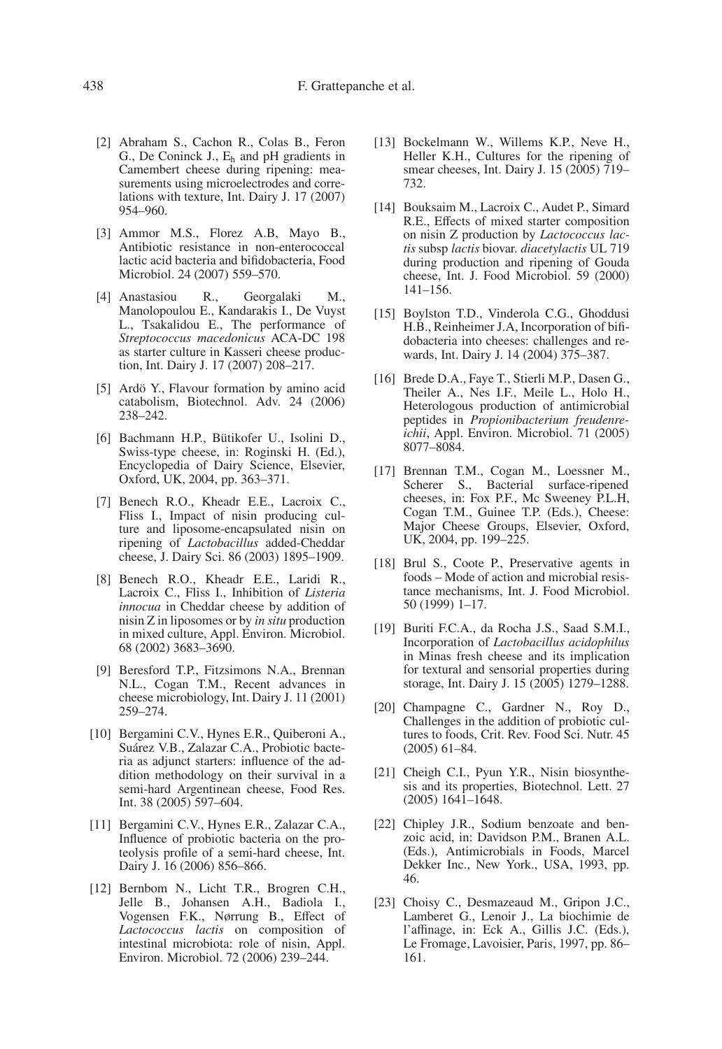[2] Abraham S., Cachon R., Colas B., Feron G., De Coninck J., $E_h$ and pH gradients in Camembert cheese during ripening: measurements using microelectrodes and correlations with texture, Int. Dairy J. 17 (2007) 954–960.

[3] Ammor M.S., Florez A.B, Mayo B., Antibiotic resistance in non-enterococcal lactic acid bacteria and bifidobacteria, Food Microbiol. 24 (2007) 559–570.

[4] Anastasiou R., Georgalaki M., Manolopoulou E., Kandarakis I., De Vuyst L., Tsakalidou E., The performance of *Streptococcus macedonicus* ACA-DC 198 as starter culture in Kasseri cheese production, Int. Dairy J. 17 (2007) 208–217.

[5] Ardö Y., Flavour formation by amino acid catabolism, Biotechnol. Adv. 24 (2006) 238–242.

[6] Bachmann H.P., Bütikofer U., Isolini D., Swiss-type cheese, in: Roginski H. (Ed.), Encyclopedia of Dairy Science, Elsevier, Oxford, UK, 2004, pp. 363–371.

[7] Benech R.O., Kheadr E.E., Lacroix C., Fliss I., Impact of nisin producing culture and liposome-encapsulated nisin on ripening of *Lactobacillus* added-Cheddar cheese, J. Dairy Sci. 86 (2003) 1895–1909.

[8] Benech R.O., Kheadr E.E., Laridi R., Lacroix C., Fliss I., Inhibition of *Listeria innocua* in Cheddar cheese by addition of nisin Z in liposomes or by *in situ* production in mixed culture, Appl. Environ. Microbiol. 68 (2002) 3683–3690.

[9] Beresford T.P., Fitzsimons N.A., Brennan N.L., Cogan T.M., Recent advances in cheese microbiology, Int. Dairy J. 11 (2001) 259–274.

[10] Bergamini C.V., Hynes E.R., Quiberoni A., Suárez V.B., Zalazar C.A., Probiotic bacteria as adjunct starters: influence of the addition methodology on their survival in a semi-hard Argentinean cheese, Food Res. Int. 38 (2005) 597–604.

[11] Bergamini C.V., Hynes E.R., Zalazar C.A., Influence of probiotic bacteria on the proteolysis profile of a semi-hard cheese, Int. Dairy J. 16 (2006) 856–866.

[12] Bernbom N., Licht T.R., Brogren C.H., Jelle B., Johansen A.H., Badiola I., Vogensen F.K., Nørrung B., Effect of *Lactococcus lactis* on composition of intestinal microbiota: role of nisin, Appl. Environ. Microbiol. 72 (2006) 239–244.

[13] Bockelmann W., Willems K.P., Neve H., Heller K.H., Cultures for the ripening of smear cheeses, Int. Dairy J. 15 (2005) 719–732.

[14] Bouksaim M., Lacroix C., Audet P., Simard R.E., Effects of mixed starter composition on nisin Z production by *Lactococcus lactis* subsp *lactis* biovar. *diacetylactis* UL 719 during production and ripening of Gouda cheese, Int. J. Food Microbiol. 59 (2000) 141–156.

[15] Boylston T.D., Vinderola C.G., Ghoddusi H.B., Reinheimer J.A, Incorporation of bifidobacteria into cheeses: challenges and rewards, Int. Dairy J. 14 (2004) 375–387.

[16] Brede D.A., Faye T., Stierli M.P., Dasen G., Theiler A., Nes I.F., Meile L., Holo H., Heterologous production of antimicrobial peptides in *Propionibacterium freudenreichii*, Appl. Environ. Microbiol. 71 (2005) 8077–8084.

[17] Brennan T.M., Cogan M., Loessner M., Scherer S., Bacterial surface-ripened cheeses, in: Fox P.F., Mc Sweeney P.L.H, Cogan T.M., Guinee T.P. (Eds.), Cheese: Major Cheese Groups, Elsevier, Oxford, UK, 2004, pp. 199–225.

[18] Brul S., Coote P., Preservative agents in foods – Mode of action and microbial resistance mechanisms, Int. J. Food Microbiol. 50 (1999) 1–17.

[19] Buriti F.C.A., da Rocha J.S., Saad S.M.I., Incorporation of *Lactobacillus acidophilus* in Minas fresh cheese and its implication for textural and sensorial properties during storage, Int. Dairy J. 15 (2005) 1279–1288.

[20] Champagne C., Gardner N., Roy D., Challenges in the addition of probiotic cultures to foods, Crit. Rev. Food Sci. Nutr. 45 (2005) 61–84.

[21] Cheigh C.I., Pyun Y.R., Nisin biosynthesis and its properties, Biotechnol. Lett. 27 (2005) 1641–1648.

[22] Chipley J.R., Sodium benzoate and benzoic acid, in: Davidson P.M., Branen A.L. (Eds.), Antimicrobials in Foods, Marcel Dekker Inc., New York., USA, 1993, pp. 46.

[23] Choisy C., Desmazeaud M., Gripon J.C., Lamberet G., Lenoir J., La biochimie de l'affinage, in: Eck A., Gillis J.C. (Eds.), Le Fromage, Lavoisier, Paris, 1997, pp. 86–161.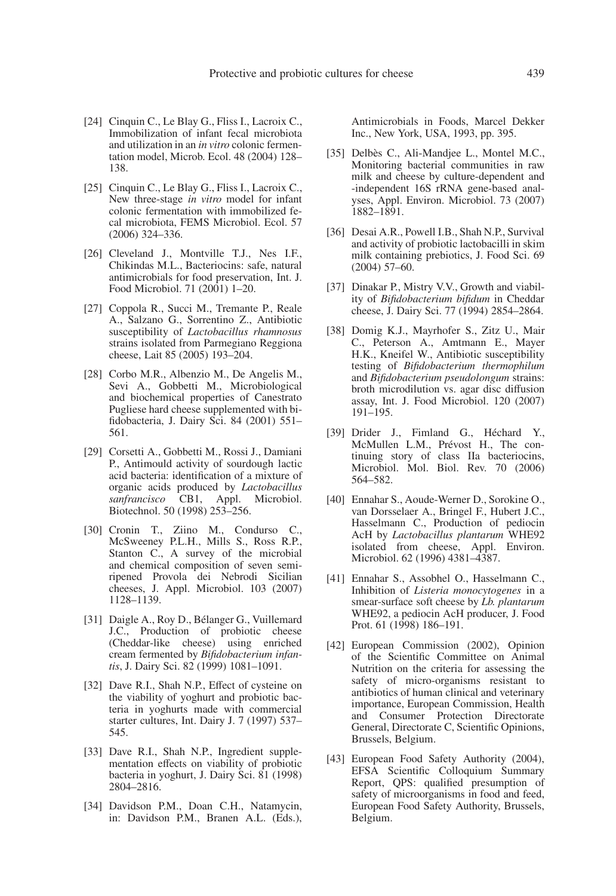[24] Cinquin C., Le Blay G., Fliss I., Lacroix C., Immobilization of infant fecal microbiota and utilization in an *in vitro* colonic fermentation model, Microb. Ecol. 48 (2004) 128–138.

[25] Cinquin C., Le Blay G., Fliss I., Lacroix C., New three-stage *in vitro* model for infant colonic fermentation with immobilized fecal microbiota, FEMS Microbiol. Ecol. 57 (2006) 324–336.

[26] Cleveland J., Montville T.J., Nes I.F., Chikindas M.L., Bacteriocins: safe, natural antimicrobials for food preservation, Int. J. Food Microbiol. 71 (2001) 1–20.

[27] Coppola R., Succi M., Tremante P., Reale A., Salzano G., Sorrentino Z., Antibiotic susceptibility of *Lactobacillus rhamnosus* strains isolated from Parmegiano Reggiona cheese, Lait 85 (2005) 193–204.

[28] Corbo M.R., Albenzio M., De Angelis M., Sevi A., Gobbetti M., Microbiological and biochemical properties of Canestrato Pugliese hard cheese supplemented with bifidobacteria, J. Dairy Sci. 84 (2001) 551–561.

[29] Corsetti A., Gobbetti M., Rossi J., Damiani P., Antimould activity of sourdough lactic acid bacteria: identification of a mixture of organic acids produced by *Lactobacillus sanfrancisco* CB1, Appl. Microbiol. Biotechnol. 50 (1998) 253–256.

[30] Cronin T., Ziino M., Condurso C., McSweeney P.L.H., Mills S., Ross R.P., Stanton C., A survey of the microbial and chemical composition of seven semi-ripened Provola dei Nebrodi Sicilian cheeses, J. Appl. Microbiol. 103 (2007) 1128–1139.

[31] Daigle A., Roy D., Bélanger G., Vuillemard J.C., Production of probiotic cheese (Cheddar-like cheese) using enriched cream fermented by *Bifidobacterium infantis*, J. Dairy Sci. 82 (1999) 1081–1091.

[32] Dave R.I., Shah N.P., Effect of cysteine on the viability of yoghurt and probiotic bacteria in yoghurts made with commercial starter cultures, Int. Dairy J. 7 (1997) 537–545.

[33] Dave R.I., Shah N.P., Ingredient supplementation effects on viability of probiotic bacteria in yoghurt, J. Dairy Sci. 81 (1998) 2804–2816.

[34] Davidson P.M., Doan C.H., Natamycin, in: Davidson P.M., Branen A.L. (Eds.), Antimicrobials in Foods, Marcel Dekker Inc., New York, USA, 1993, pp. 395.

[35] Delbès C., Ali-Mandjee L., Montel M.C., Monitoring bacterial communities in raw milk and cheese by culture-dependent and -independent 16S rRNA gene-based analyses, Appl. Environ. Microbiol. 73 (2007) 1882–1891.

[36] Desai A.R., Powell I.B., Shah N.P., Survival and activity of probiotic lactobacilli in skim milk containing prebiotics, J. Food Sci. 69 (2004) 57–60.

[37] Dinakar P., Mistry V.V., Growth and viability of *Bifidobacterium bifidum* in Cheddar cheese, J. Dairy Sci. 77 (1994) 2854–2864.

[38] Domig K.J., Mayrhofer S., Zitz U., Mair C., Peterson A., Amtmann E., Mayer H.K., Kneifel W., Antibiotic susceptibility testing of *Bifidobacterium thermophilum* and *Bifidobacterium pseudolongum* strains: broth microdilution vs. agar disc diffusion assay, Int. J. Food Microbiol. 120 (2007) 191–195.

[39] Drider J., Fimland G., Héchard Y., McMullen L.M., Prévost H., The continuing story of class IIa bacteriocins, Microbiol. Mol. Biol. Rev. 70 (2006) 564–582.

[40] Ennahar S., Aoude-Werner D., Sorokine O., van Dorsselaer A., Bringel F., Hubert J.C., Hasselmann C., Production of pediocin AcH by *Lactobacillus plantarum* WHE92 isolated from cheese, Appl. Environ. Microbiol. 62 (1996) 4381–4387.

[41] Ennahar S., Assobhel O., Hasselmann C., Inhibition of *Listeria monocytogenes* in a smear-surface soft cheese by *Lb. plantarum* WHE92, a pediocin AcH producer, J. Food Prot. 61 (1998) 186–191.

[42] European Commission (2002), Opinion of the Scientific Committee on Animal Nutrition on the criteria for assessing the safety of micro-organisms resistant to antibiotics of human clinical and veterinary importance, European Commission, Health and Consumer Protection Directorate General, Directorate C, Scientific Opinions, Brussels, Belgium.

[43] European Food Safety Authority (2004), EFSA Scientific Colloquium Summary Report, QPS: qualified presumption of safety of microorganisms in food and feed, European Food Safety Authority, Brussels, Belgium.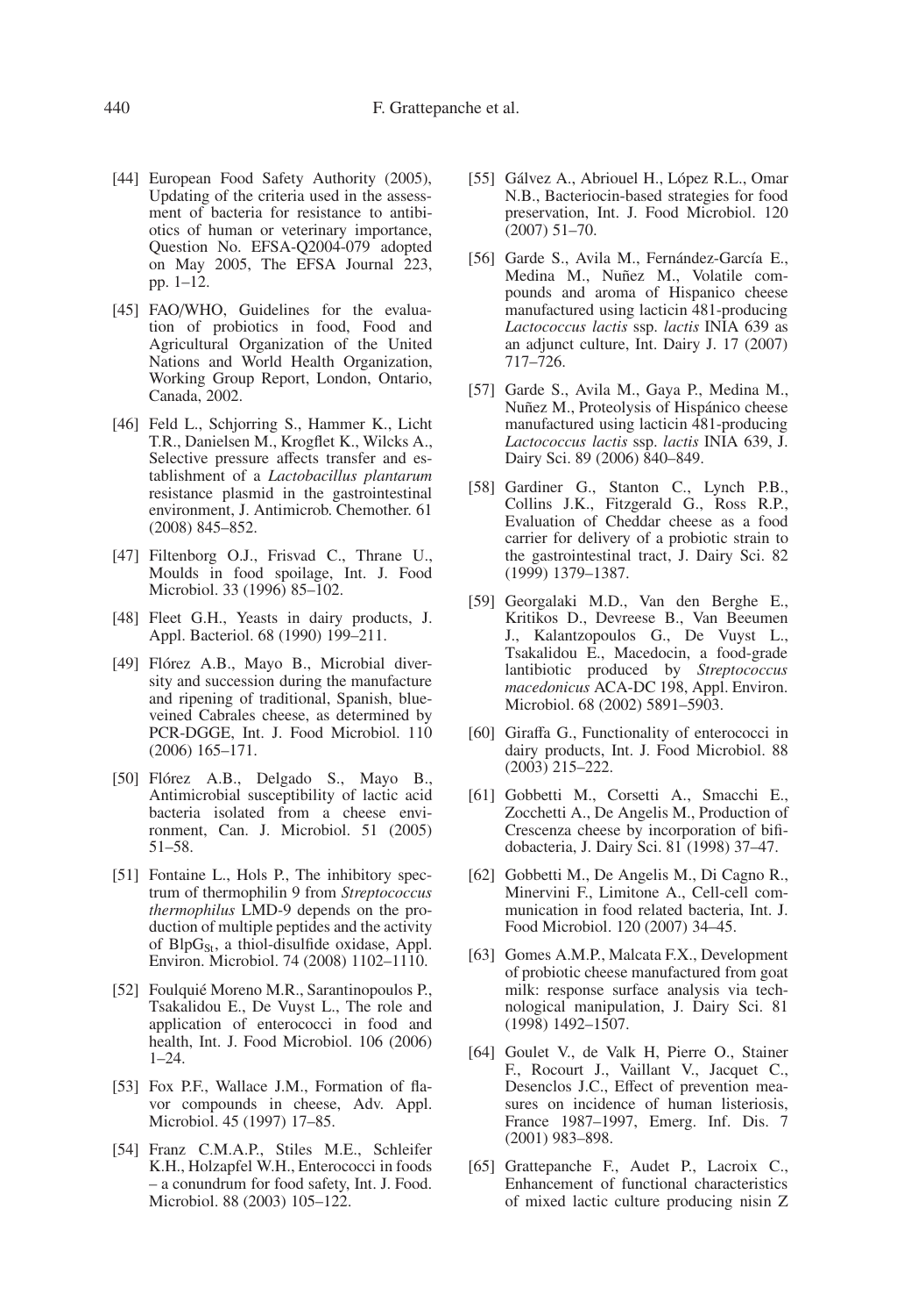[44] European Food Safety Authority (2005), Updating of the criteria used in the assessment of bacteria for resistance to antibiotics of human or veterinary importance, Question No. EFSA-Q2004-079 adopted on May 2005, The EFSA Journal 223, pp. 1–12.

[45] FAO/WHO, Guidelines for the evaluation of probiotics in food, Food and Agricultural Organization of the United Nations and World Health Organization, Working Group Report, London, Ontario, Canada, 2002.

[46] Feld L., Schjorring S., Hammer K., Licht T.R., Danielsen M., Krogflet K., Wilcks A., Selective pressure affects transfer and establishment of a *Lactobacillus plantarum* resistance plasmid in the gastrointestinal environment, J. Antimicrob. Chemother. 61 (2008) 845–852.

[47] Filtenborg O.J., Frisvad C., Thrane U., Moulds in food spoilage, Int. J. Food Microbiol. 33 (1996) 85–102.

[48] Fleet G.H., Yeasts in dairy products, J. Appl. Bacteriol. 68 (1990) 199–211.

[49] Flórez A.B., Mayo B., Microbial diversity and succession during the manufacture and ripening of traditional, Spanish, blue-veined Cabrales cheese, as determined by PCR-DGGE, Int. J. Food Microbiol. 110 (2006) 165–171.

[50] Flórez A.B., Delgado S., Mayo B., Antimicrobial susceptibility of lactic acid bacteria isolated from a cheese environment, Can. J. Microbiol. 51 (2005) 51–58.

[51] Fontaine L., Hols P., The inhibitory spectrum of thermophilin 9 from *Streptococcus thermophilus* LMD-9 depends on the production of multiple peptides and the activity of $BlpG_{St}$, a thiol-disulfide oxidase, Appl. Environ. Microbiol. 74 (2008) 1102–1110.

[52] Foulquié Moreno M.R., Sarantinopoulos P., Tsakalidou E., De Vuyst L., The role and application of enterococci in food and health, Int. J. Food Microbiol. 106 (2006) 1–24.

[53] Fox P.F., Wallace J.M., Formation of flavor compounds in cheese, Adv. Appl. Microbiol. 45 (1997) 17–85.

[54] Franz C.M.A.P., Stiles M.E., Schleifer K.H., Holzapfel W.H., Enterococci in foods – a conundrum for food safety, Int. J. Food. Microbiol. 88 (2003) 105–122.

[55] Gálvez A., Abriouel H., López R.L., Omar N.B., Bacteriocin-based strategies for food preservation, Int. J. Food Microbiol. 120 (2007) 51–70.

[56] Garde S., Avila M., Fernández-García E., Medina M., Nuñez M., Volatile compounds and aroma of Hispanico cheese manufactured using lacticin 481-producing *Lactococcus lactis* ssp. *lactis* INIA 639 as an adjunct culture, Int. Dairy J. 17 (2007) 717–726.

[57] Garde S., Avila M., Gaya P., Medina M., Nuñez M., Proteolysis of Hispánico cheese manufactured using lacticin 481-producing *Lactococcus lactis* ssp. *lactis* INIA 639, J. Dairy Sci. 89 (2006) 840–849.

[58] Gardiner G., Stanton C., Lynch P.B., Collins J.K., Fitzgerald G., Ross R.P., Evaluation of Cheddar cheese as a food carrier for delivery of a probiotic strain to the gastrointestinal tract, J. Dairy Sci. 82 (1999) 1379–1387.

[59] Georgalaki M.D., Van den Berghe E., Kritikos D., Devreese B., Van Beeumen J., Kalantzopoulos G., De Vuyst L., Tsakalidou E., Macedocin, a food-grade lantibiotic produced by *Streptococcus macedonicus* ACA-DC 198, Appl. Environ. Microbiol. 68 (2002) 5891–5903.

[60] Giraffa G., Functionality of enterococci in dairy products, Int. J. Food Microbiol. 88 (2003) 215–222.

[61] Gobbetti M., Corsetti A., Smacchi E., Zocchetti A., De Angelis M., Production of Crescenza cheese by incorporation of bifidobacteria, J. Dairy Sci. 81 (1998) 37–47.

[62] Gobbetti M., De Angelis M., Di Cagno R., Minervini F., Limitone A., Cell-cell communication in food related bacteria, Int. J. Food Microbiol. 120 (2007) 34–45.

[63] Gomes A.M.P., Malcata F.X., Development of probiotic cheese manufactured from goat milk: response surface analysis via technological manipulation, J. Dairy Sci. 81 (1998) 1492–1507.

[64] Goulet V., de Valk H, Pierre O., Stainer F., Rocourt J., Vaillant V., Jacquet C., Desenclos J.C., Effect of prevention measures on incidence of human listeriosis, France 1987–1997, Emerg. Inf. Dis. 7 (2001) 983–898.

[65] Grattepanche F., Audet P., Lacroix C., Enhancement of functional characteristics of mixed lactic culture producing nisin Z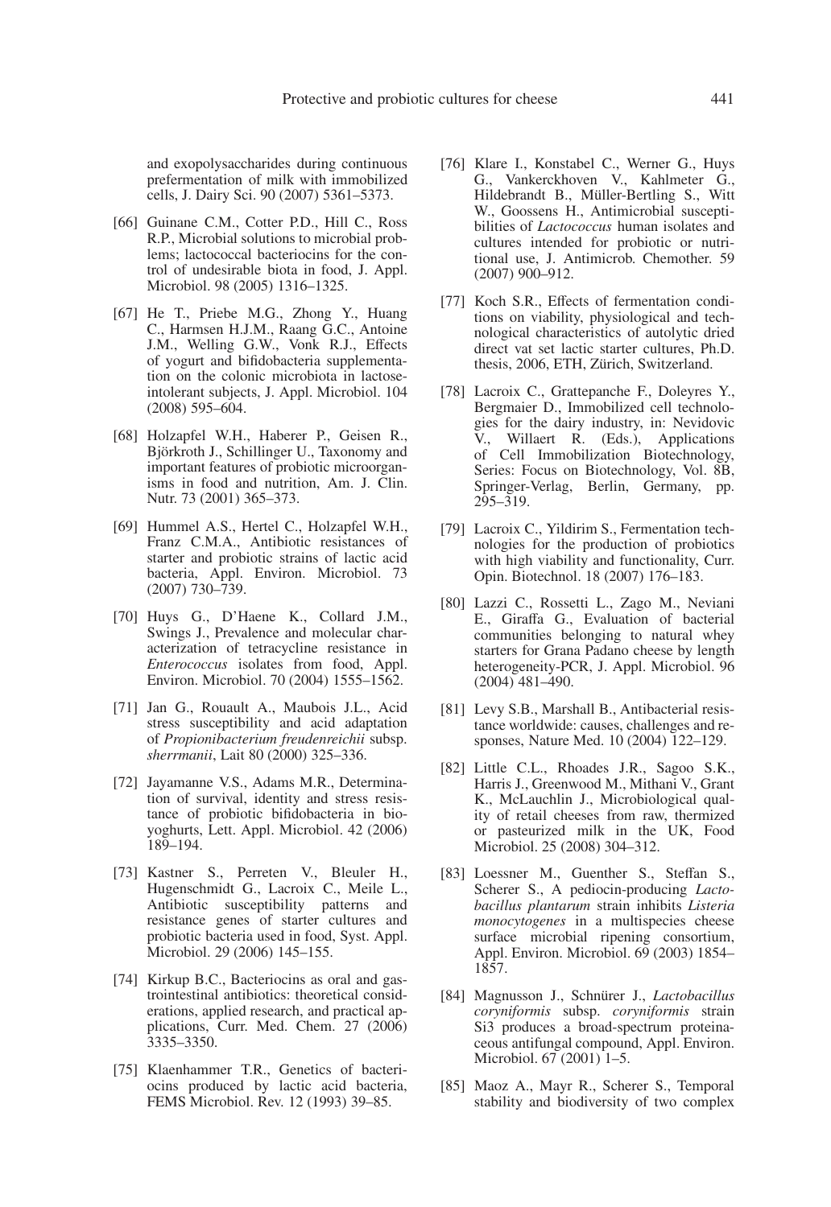and exopolysaccharides during continuous prefermentation of milk with immobilized cells, J. Dairy Sci. 90 (2007) 5361–5373.

[66] Guinane C.M., Cotter P.D., Hill C., Ross R.P., Microbial solutions to microbial problems; lactococcal bacteriocins for the control of undesirable biota in food, J. Appl. Microbiol. 98 (2005) 1316–1325.

[67] He T., Priebe M.G., Zhong Y., Huang C., Harmsen H.J.M., Raang G.C., Antoine J.M., Welling G.W., Vonk R.J., Effects of yogurt and bifidobacteria supplementation on the colonic microbiota in lactose-intolerant subjects, J. Appl. Microbiol. 104 (2008) 595–604.

[68] Holzapfel W.H., Haberer P., Geisen R., Björkroth J., Schillinger U., Taxonomy and important features of probiotic microorganisms in food and nutrition, Am. J. Clin. Nutr. 73 (2001) 365–373.

[69] Hummel A.S., Hertel C., Holzapfel W.H., Franz C.M.A., Antibiotic resistances of starter and probiotic strains of lactic acid bacteria, Appl. Environ. Microbiol. 73 (2007) 730–739.

[70] Huys G., D'Haene K., Collard J.M., Swings J., Prevalence and molecular characterization of tetracycline resistance in *Enterococcus* isolates from food, Appl. Environ. Microbiol. 70 (2004) 1555–1562.

[71] Jan G., Rouault A., Maubois J.L., Acid stress susceptibility and acid adaptation of *Propionibacterium freudenreichii* subsp. *sherrmanii*, Lait 80 (2000) 325–336.

[72] Jayamanne V.S., Adams M.R., Determination of survival, identity and stress resistance of probiotic bifidobacteria in bioyoghurts, Lett. Appl. Microbiol. 42 (2006) 189–194.

[73] Kastner S., Perreten V., Bleuler H., Hugenschmidt G., Lacroix C., Meile L., Antibiotic susceptibility patterns and resistance genes of starter cultures and probiotic bacteria used in food, Syst. Appl. Microbiol. 29 (2006) 145–155.

[74] Kirkup B.C., Bacteriocins as oral and gastrointestinal antibiotics: theoretical considerations, applied research, and practical applications, Curr. Med. Chem. 27 (2006) 3335–3350.

[75] Klaenhammer T.R., Genetics of bacteriocins produced by lactic acid bacteria, FEMS Microbiol. Rev. 12 (1993) 39–85.

[76] Klare I., Konstabel C., Werner G., Huys G., Vankerckhoven V., Kahlmeter G., Hildebrandt B., Müller-Bertling S., Witt W., Goossens H., Antimicrobial susceptibilities of *Lactococcus* human isolates and cultures intended for probiotic or nutritional use, J. Antimicrob. Chemother. 59 (2007) 900–912.

[77] Koch S.R., Effects of fermentation conditions on viability, physiological and technological characteristics of autolytic dried direct vat set lactic starter cultures, Ph.D. thesis, 2006, ETH, Zürich, Switzerland.

[78] Lacroix C., Grattepanche F., Doleyres Y., Bergmaier D., Immobilized cell technologies for the dairy industry, in: Nevidovic V., Willaert R. (Eds.), Applications of Cell Immobilization Biotechnology, Series: Focus on Biotechnology, Vol. 8B, Springer-Verlag, Berlin, Germany, pp. 295–319.

[79] Lacroix C., Yildirim S., Fermentation technologies for the production of probiotics with high viability and functionality, Curr. Opin. Biotechnol. 18 (2007) 176–183.

[80] Lazzi C., Rossetti L., Zago M., Neviani E., Giraffa G., Evaluation of bacterial communities belonging to natural whey starters for Grana Padano cheese by length heterogeneity-PCR, J. Appl. Microbiol. 96 (2004) 481–490.

[81] Levy S.B., Marshall B., Antibacterial resistance worldwide: causes, challenges and responses, Nature Med. 10 (2004) 122–129.

[82] Little C.L., Rhoades J.R., Sagoo S.K., Harris J., Greenwood M., Mithani V., Grant K., McLauchlin J., Microbiological quality of retail cheeses from raw, thermized or pasteurized milk in the UK, Food Microbiol. 25 (2008) 304–312.

[83] Loessner M., Guenther S., Steffan S., Scherer S., A pediocin-producing *Lactobacillus plantarum* strain inhibits *Listeria monocytogenes* in a multispecies cheese surface microbial ripening consortium, Appl. Environ. Microbiol. 69 (2003) 1854–1857.

[84] Magnusson J., Schnürer J., *Lactobacillus coryniformis* subsp. *coryniformis* strain Si3 produces a broad-spectrum proteinaceous antifungal compound, Appl. Environ. Microbiol. 67 (2001) 1–5.

[85] Maoz A., Mayr R., Scherer S., Temporal stability and biodiversity of two complex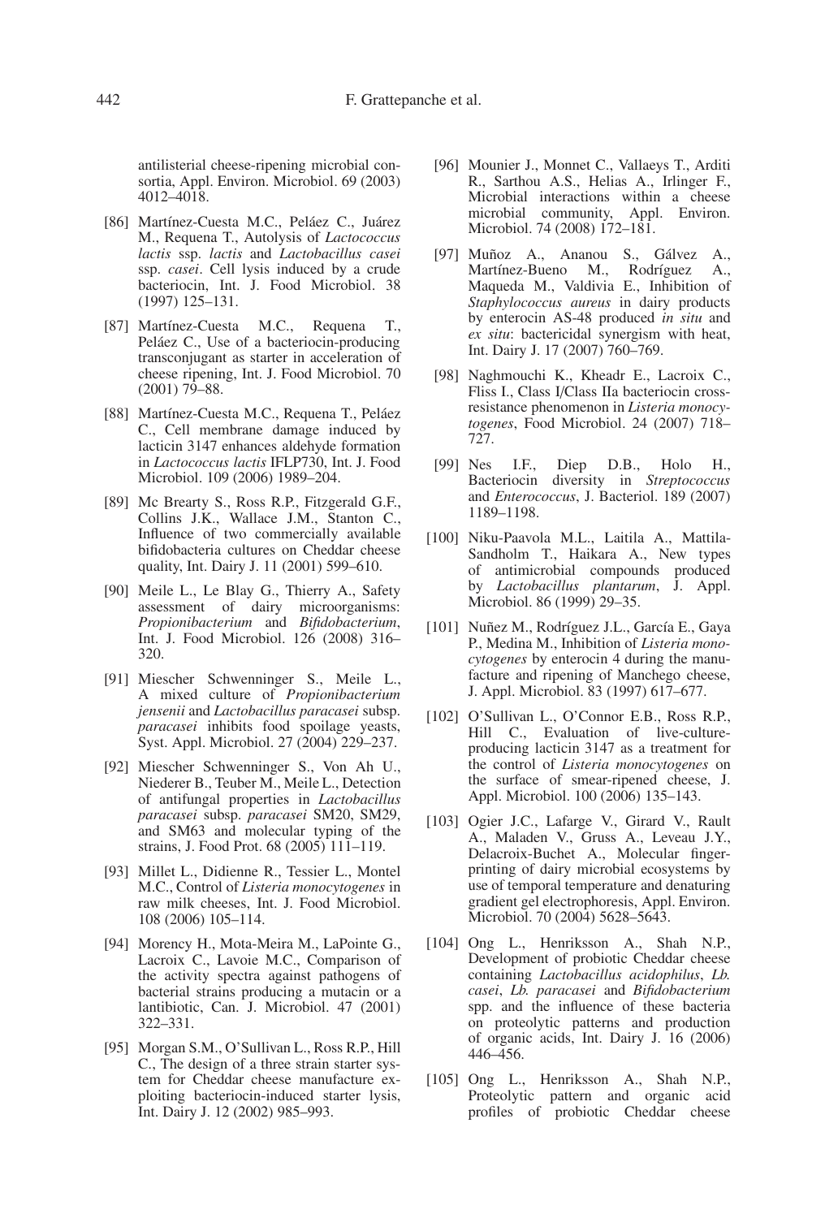antilisterial cheese-ripening microbial consortia, Appl. Environ. Microbiol. 69 (2003) 4012–4018.

[86] Martínez-Cuesta M.C., Peláez C., Juárez M., Requena T., Autolysis of *Lactococcus lactis* ssp. *lactis* and *Lactobacillus casei* ssp. *casei*. Cell lysis induced by a crude bacteriocin, Int. J. Food Microbiol. 38 (1997) 125–131.

[87] Martínez-Cuesta M.C., Requena T., Peláez C., Use of a bacteriocin-producing transconjugant as starter in acceleration of cheese ripening, Int. J. Food Microbiol. 70 (2001) 79–88.

[88] Martínez-Cuesta M.C., Requena T., Peláez C., Cell membrane damage induced by lacticin 3147 enhances aldehyde formation in *Lactococcus lactis* IFLP730, Int. J. Food Microbiol. 109 (2006) 1989–204.

[89] Mc Brearty S., Ross R.P., Fitzgerald G.F., Collins J.K., Wallace J.M., Stanton C., Influence of two commercially available bifidobacteria cultures on Cheddar cheese quality, Int. Dairy J. 11 (2001) 599–610.

[90] Meile L., Le Blay G., Thierry A., Safety assessment of dairy microorganisms: *Propionibacterium* and *Bifidobacterium*, Int. J. Food Microbiol. 126 (2008) 316–320.

[91] Miescher Schwenninger S., Meile L., A mixed culture of *Propionibacterium jensenii* and *Lactobacillus paracasei* subsp. *paracasei* inhibits food spoilage yeasts, Syst. Appl. Microbiol. 27 (2004) 229–237.

[92] Miescher Schwenninger S., Von Ah U., Niederer B., Teuber M., Meile L., Detection of antifungal properties in *Lactobacillus paracasei* subsp. *paracasei* SM20, SM29, and SM63 and molecular typing of the strains, J. Food Prot. 68 (2005) 111–119.

[93] Millet L., Didienne R., Tessier L., Montel M.C., Control of *Listeria monocytogenes* in raw milk cheeses, Int. J. Food Microbiol. 108 (2006) 105–114.

[94] Morency H., Mota-Meira M., LaPointe G., Lacroix C., Lavoie M.C., Comparison of the activity spectra against pathogens of bacterial strains producing a mutacin or a lantibiotic, Can. J. Microbiol. 47 (2001) 322–331.

[95] Morgan S.M., O'Sullivan L., Ross R.P., Hill C., The design of a three strain starter system for Cheddar cheese manufacture exploiting bacteriocin-induced starter lysis, Int. Dairy J. 12 (2002) 985–993.

[96] Mounier J., Monnet C., Vallaeys T., Arditi R., Sarthou A.S., Helias A., Irlinger F., Microbial interactions within a cheese microbial community, Appl. Environ. Microbiol. 74 (2008) 172–181.

[97] Muñoz A., Ananou S., Gálvez A., Martínez-Bueno M., Rodríguez A., Maqueda M., Valdivia E., Inhibition of *Staphylococcus aureus* in dairy products by enterocin AS-48 produced *in situ* and *ex situ*: bactericidal synergism with heat, Int. Dairy J. 17 (2007) 760–769.

[98] Naghmouchi K., Kheadr E., Lacroix C., Fliss I., Class I/Class IIa bacteriocin cross-resistance phenomenon in *Listeria monocytogenes*, Food Microbiol. 24 (2007) 718–727.

[99] Nes I.F., Diep D.B., Holo H., Bacteriocin diversity in *Streptococcus* and *Enterococcus*, J. Bacteriol. 189 (2007) 1189–1198.

[100] Niku-Paavola M.L., Laitila A., Mattila-Sandholm T., Haikara A., New types of antimicrobial compounds produced by *Lactobacillus plantarum*, J. Appl. Microbiol. 86 (1999) 29–35.

[101] Nuñez M., Rodríguez J.L., García E., Gaya P., Medina M., Inhibition of *Listeria monocytogenes* by enterocin 4 during the manufacture and ripening of Manchego cheese, J. Appl. Microbiol. 83 (1997) 617–677.

[102] O'Sullivan L., O'Connor E.B., Ross R.P., Hill C., Evaluation of live-culture-producing lacticin 3147 as a treatment for the control of *Listeria monocytogenes* on the surface of smear-ripened cheese, J. Appl. Microbiol. 100 (2006) 135–143.

[103] Ogier J.C., Lafarge V., Girard V., Rault A., Maladen V., Gruss A., Leveau J.Y., Delacroix-Buchet A., Molecular fingerprinting of dairy microbial ecosystems by use of temporal temperature and denaturing gradient gel electrophoresis, Appl. Environ. Microbiol. 70 (2004) 5628–5643.

[104] Ong L., Henriksson A., Shah N.P., Development of probiotic Cheddar cheese containing *Lactobacillus acidophilus*, *Lb. casei*, *Lb. paracasei* and *Bifidobacterium* spp. and the influence of these bacteria on proteolytic patterns and production of organic acids, Int. Dairy J. 16 (2006) 446–456.

[105] Ong L., Henriksson A., Shah N.P., Proteolytic pattern and organic acid profiles of probiotic Cheddar cheese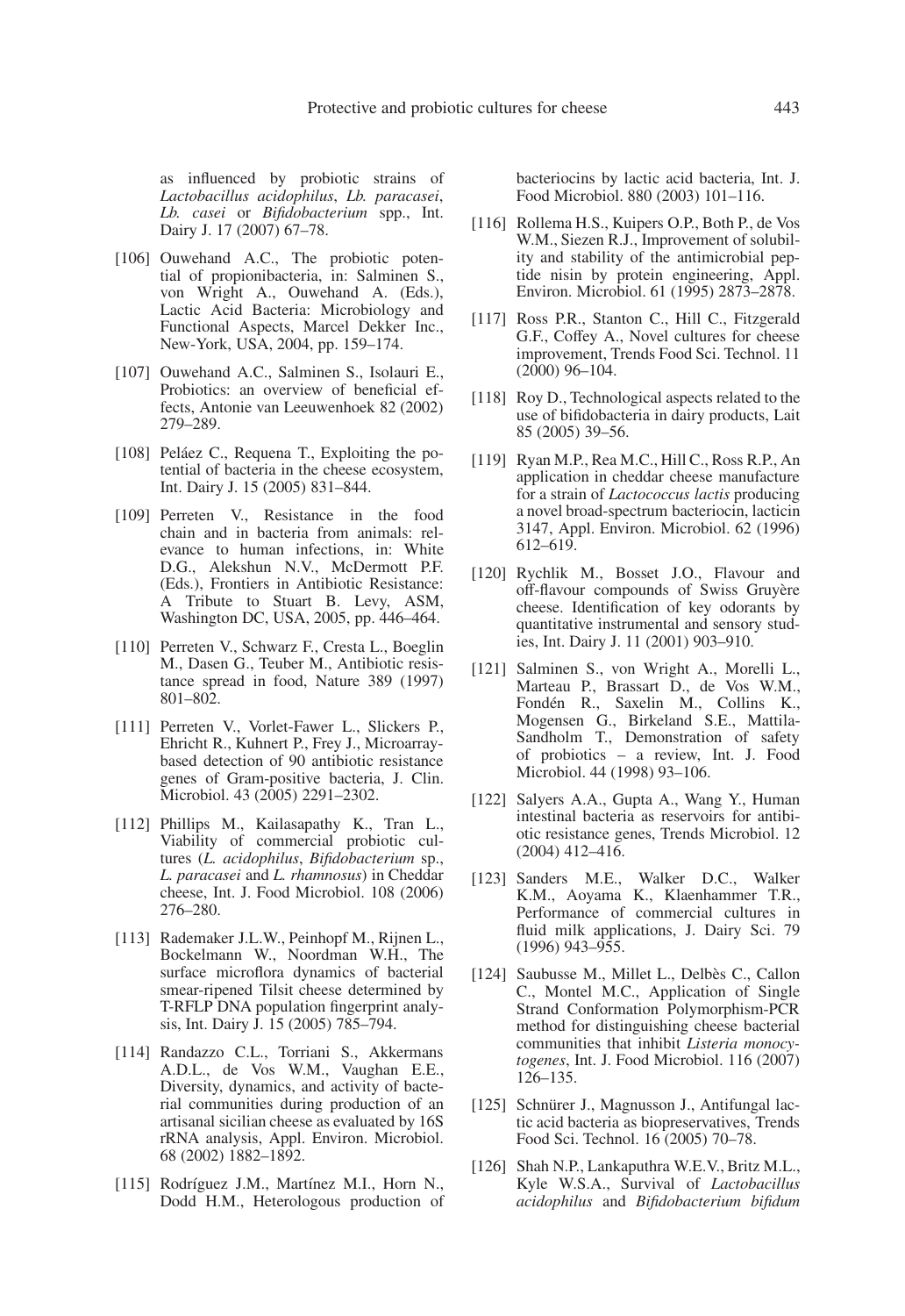as influenced by probiotic strains of *Lactobacillus acidophilus*, *Lb. paracasei*, *Lb. casei* or *Bifidobacterium* spp., Int. Dairy J. 17 (2007) 67–78.

[106] Ouwehand A.C., The probiotic potential of propionibacteria, in: Salminen S., von Wright A., Ouwehand A. (Eds.), Lactic Acid Bacteria: Microbiology and Functional Aspects, Marcel Dekker Inc., New-York, USA, 2004, pp. 159–174.

[107] Ouwehand A.C., Salminen S., Isolauri E., Probiotics: an overview of beneficial effects, Antonie van Leeuwenhoek 82 (2002) 279–289.

[108] Peláez C., Requena T., Exploiting the potential of bacteria in the cheese ecosystem, Int. Dairy J. 15 (2005) 831–844.

[109] Perreten V., Resistance in the food chain and in bacteria from animals: relevance to human infections, in: White D.G., Alekshun N.V., McDermott P.F. (Eds.), Frontiers in Antibiotic Resistance: A Tribute to Stuart B. Levy, ASM, Washington DC, USA, 2005, pp. 446–464.

[110] Perreten V., Schwarz F., Cresta L., Boeglin M., Dasen G., Teuber M., Antibiotic resistance spread in food, Nature 389 (1997) 801–802.

[111] Perreten V., Vorlet-Fawer L., Slickers P., Ehricht R., Kuhnert P., Frey J., Microarray-based detection of 90 antibiotic resistance genes of Gram-positive bacteria, J. Clin. Microbiol. 43 (2005) 2291–2302.

[112] Phillips M., Kailasapathy K., Tran L., Viability of commercial probiotic cultures (*L. acidophilus*, *Bifidobacterium* sp., *L. paracasei* and *L. rhamnosus*) in Cheddar cheese, Int. J. Food Microbiol. 108 (2006) 276–280.

[113] Rademaker J.L.W., Peinhopf M., Rijnen L., Bockelmann W., Noordman W.H., The surface microflora dynamics of bacterial smear-ripened Tilsit cheese determined by T-RFLP DNA population fingerprint analysis, Int. Dairy J. 15 (2005) 785–794.

[114] Randazzo C.L., Torriani S., Akkermans A.D.L., de Vos W.M., Vaughan E.E., Diversity, dynamics, and activity of bacterial communities during production of an artisanal sicilian cheese as evaluated by 16S rRNA analysis, Appl. Environ. Microbiol. 68 (2002) 1882–1892.

[115] Rodríguez J.M., Martínez M.I., Horn N., Dodd H.M., Heterologous production of bacteriocins by lactic acid bacteria, Int. J. Food Microbiol. 880 (2003) 101–116.

[116] Rollema H.S., Kuipers O.P., Both P., de Vos W.M., Siezen R.J., Improvement of solubility and stability of the antimicrobial peptide nisin by protein engineering, Appl. Environ. Microbiol. 61 (1995) 2873–2878.

[117] Ross P.R., Stanton C., Hill C., Fitzgerald G.F., Coffey A., Novel cultures for cheese improvement, Trends Food Sci. Technol. 11 (2000) 96–104.

[118] Roy D., Technological aspects related to the use of bifidobacteria in dairy products, Lait 85 (2005) 39–56.

[119] Ryan M.P., Rea M.C., Hill C., Ross R.P., An application in cheddar cheese manufacture for a strain of *Lactococcus lactis* producing a novel broad-spectrum bacteriocin, lacticin 3147, Appl. Environ. Microbiol. 62 (1996) 612–619.

[120] Rychlik M., Bosset J.O., Flavour and off-flavour compounds of Swiss Gruyère cheese. Identification of key odorants by quantitative instrumental and sensory studies, Int. Dairy J. 11 (2001) 903–910.

[121] Salminen S., von Wright A., Morelli L., Marteau P., Brassart D., de Vos W.M., Fondén R., Saxelin M., Collins K., Mogensen G., Birkeland S.E., Mattila-Sandholm T., Demonstration of safety of probiotics – a review, Int. J. Food Microbiol. 44 (1998) 93–106.

[122] Salyers A.A., Gupta A., Wang Y., Human intestinal bacteria as reservoirs for antibiotic resistance genes, Trends Microbiol. 12 (2004) 412–416.

[123] Sanders M.E., Walker D.C., Walker K.M., Aoyama K., Klaenhammer T.R., Performance of commercial cultures in fluid milk applications, J. Dairy Sci. 79 (1996) 943–955.

[124] Saubusse M., Millet L., Delbès C., Callon C., Montel M.C., Application of Single Strand Conformation Polymorphism-PCR method for distinguishing cheese bacterial communities that inhibit *Listeria monocytogenes*, Int. J. Food Microbiol. 116 (2007) 126–135.

[125] Schnürer J., Magnusson J., Antifungal lactic acid bacteria as biopreservatives, Trends Food Sci. Technol. 16 (2005) 70–78.

[126] Shah N.P., Lankaputhra W.E.V., Britz M.L., Kyle W.S.A., Survival of *Lactobacillus acidophilus* and *Bifidobacterium bifidum*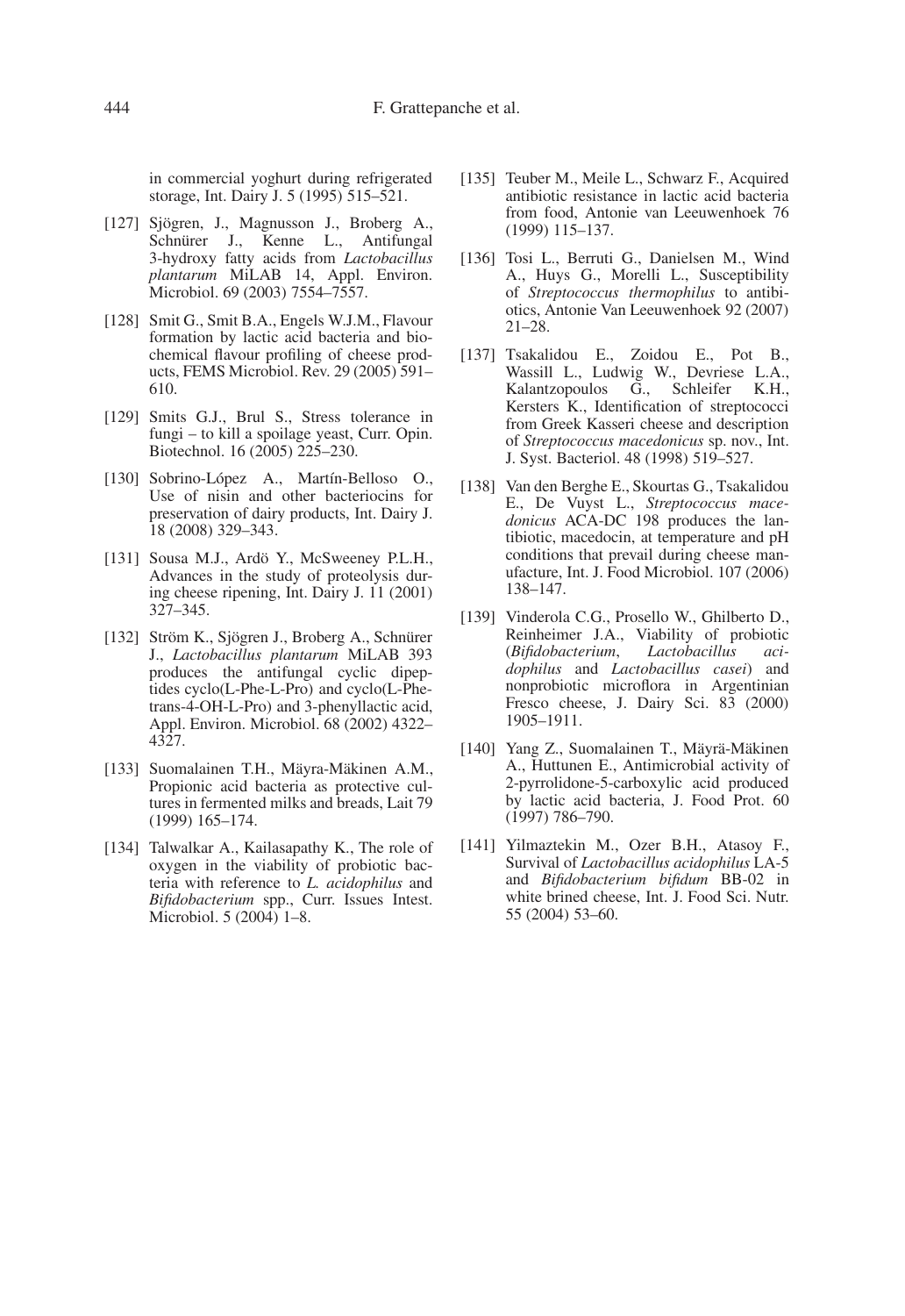in commercial yoghurt during refrigerated storage, Int. Dairy J. 5 (1995) 515–521.

[127] Sjögren, J., Magnusson J., Broberg A., Schnürer J., Kenne L., Antifungal 3-hydroxy fatty acids from *Lactobacillus plantarum* MiLAB 14, Appl. Environ. Microbiol. 69 (2003) 7554–7557.

[128] Smit G., Smit B.A., Engels W.J.M., Flavour formation by lactic acid bacteria and biochemical flavour profiling of cheese products, FEMS Microbiol. Rev. 29 (2005) 591–610.

[129] Smits G.J., Brul S., Stress tolerance in fungi – to kill a spoilage yeast, Curr. Opin. Biotechnol. 16 (2005) 225–230.

[130] Sobrino-López A., Martín-Belloso O., Use of nisin and other bacteriocins for preservation of dairy products, Int. Dairy J. 18 (2008) 329–343.

[131] Sousa M.J., Ardö Y., McSweeney P.L.H., Advances in the study of proteolysis during cheese ripening, Int. Dairy J. 11 (2001) 327–345.

[132] Ström K., Sjögren J., Broberg A., Schnürer J., *Lactobacillus plantarum* MiLAB 393 produces the antifungal cyclic dipeptides cyclo(L-Phe-L-Pro) and cyclo(L-Phe-trans-4-OH-L-Pro) and 3-phenyllactic acid, Appl. Environ. Microbiol. 68 (2002) 4322–4327.

[133] Suomalainen T.H., Mäyra-Mäkinen A.M., Propionic acid bacteria as protective cultures in fermented milks and breads, Lait 79 (1999) 165–174.

[134] Talwalkar A., Kailasapathy K., The role of oxygen in the viability of probiotic bacteria with reference to *L. acidophilus* and *Bifidobacterium* spp., Curr. Issues Intest. Microbiol. 5 (2004) 1–8.

[135] Teuber M., Meile L., Schwarz F., Acquired antibiotic resistance in lactic acid bacteria from food, Antonie van Leeuwenhoek 76 (1999) 115–137.

[136] Tosi L., Berruti G., Danielsen M., Wind A., Huys G., Morelli L., Susceptibility of *Streptococcus thermophilus* to antibiotics, Antonie Van Leeuwenhoek 92 (2007) 21–28.

[137] Tsakalidou E., Zoidou E., Pot B., Wassill L., Ludwig W., Devriese L.A., Kalantzopoulos G., Schleifer K.H., Kersters K., Identification of streptococci from Greek Kasseri cheese and description of *Streptococcus macedonicus* sp. nov., Int. J. Syst. Bacteriol. 48 (1998) 519–527.

[138] Van den Berghe E., Skourtas G., Tsakalidou E., De Vuyst L., *Streptococcus macedonicus* ACA-DC 198 produces the lantibiotic, macedocin, at temperature and pH conditions that prevail during cheese manufacture, Int. J. Food Microbiol. 107 (2006) 138–147.

[139] Vinderola C.G., Prosello W., Ghilberto D., Reinheimer J.A., Viability of probiotic (*Bifidobacterium*, *Lactobacillus acidophilus* and *Lactobacillus casei*) and nonprobiotic microflora in Argentinian Fresco cheese, J. Dairy Sci. 83 (2000) 1905–1911.

[140] Yang Z., Suomalainen T., Mäyrä-Mäkinen A., Huttunen E., Antimicrobial activity of 2-pyrrolidone-5-carboxylic acid produced by lactic acid bacteria, J. Food Prot. 60 (1997) 786–790.

[141] Yilmaztekin M., Ozer B.H., Atasoy F., Survival of *Lactobacillus acidophilus* LA-5 and *Bifidobacterium bifidum* BB-02 in white brined cheese, Int. J. Food Sci. Nutr. 55 (2004) 53–60.